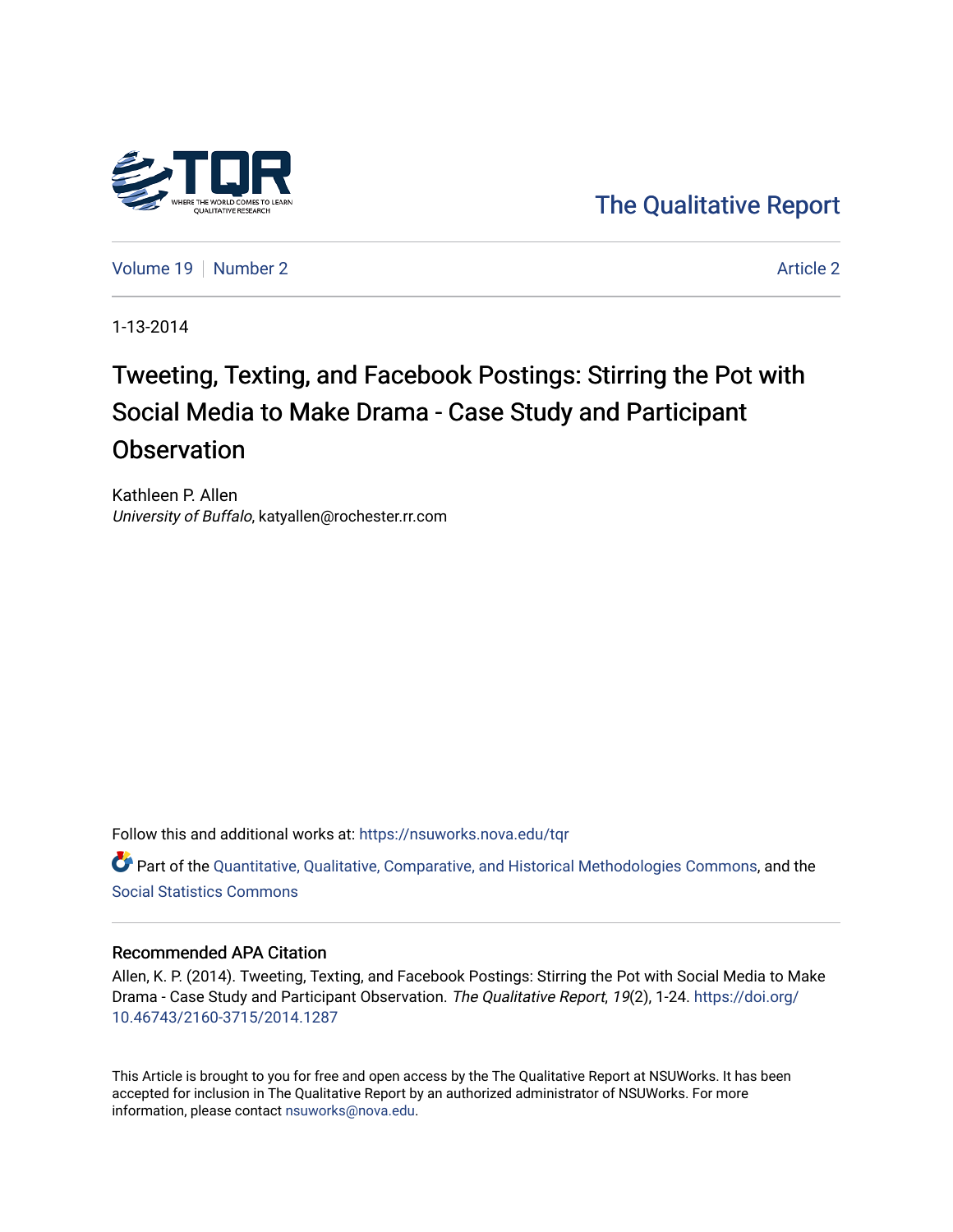The Qualitative Report

Volume 19 | Number 2 | Article 2

1-13-2014

# Tweeting, Texting, and Facebook Postings: Stirring the Pot with Social Media to Make Drama - Case Study and Participant Observation

Kathleen P. Allen
*University of Buffalo*, katyallen@rochester.rr.com

Follow this and additional works at: https://nsuworks.nova.edu/tqr

Part of the Quantitative, Qualitative, Comparative, and Historical Methodologies Commons, and the Social Statistics Commons

## Recommended APA Citation

Allen, K. P. (2014). Tweeting, Texting, and Facebook Postings: Stirring the Pot with Social Media to Make Drama - Case Study and Participant Observation. *The Qualitative Report*, *19*(2), 1-24. https://doi.org/10.46743/2160-3715/2014.1287

This Article is brought to you for free and open access by the The Qualitative Report at NSUWorks. It has been accepted for inclusion in The Qualitative Report by an authorized administrator of NSUWorks. For more information, please contact nsuworks@nova.edu.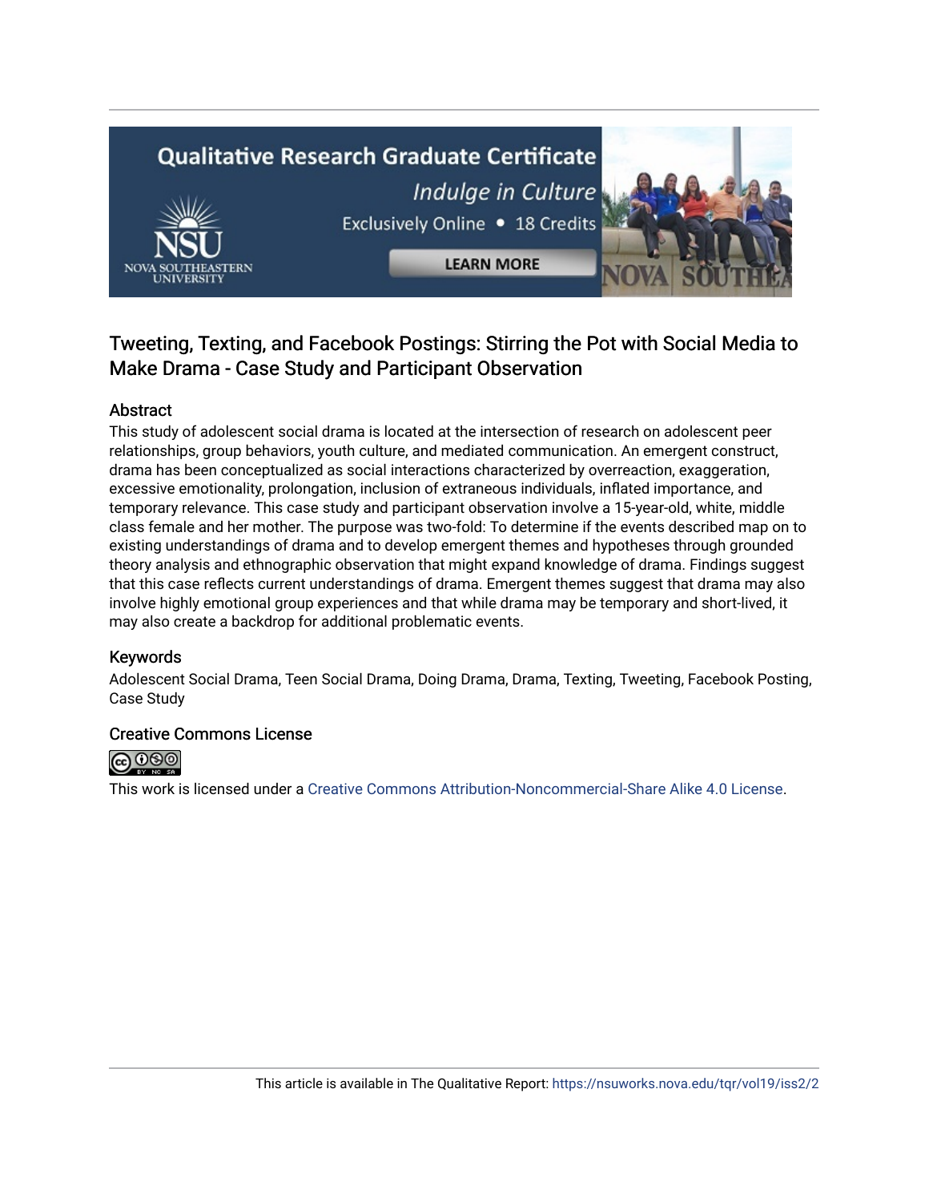Qualitative Research Graduate Certificate

*Indulge in Culture*

Exclusively Online • 18 Credits

LEARN MORE

## Tweeting, Texting, and Facebook Postings: Stirring the Pot with Social Media to Make Drama - Case Study and Participant Observation

### Abstract

This study of adolescent social drama is located at the intersection of research on adolescent peer relationships, group behaviors, youth culture, and mediated communication. An emergent construct, drama has been conceptualized as social interactions characterized by overreaction, exaggeration, excessive emotionality, prolongation, inclusion of extraneous individuals, inflated importance, and temporary relevance. This case study and participant observation involve a 15-year-old, white, middle class female and her mother. The purpose was two-fold: To determine if the events described map on to existing understandings of drama and to develop emergent themes and hypotheses through grounded theory analysis and ethnographic observation that might expand knowledge of drama. Findings suggest that this case reflects current understandings of drama. Emergent themes suggest that drama may also involve highly emotional group experiences and that while drama may be temporary and short-lived, it may also create a backdrop for additional problematic events.

### Keywords

Adolescent Social Drama, Teen Social Drama, Doing Drama, Drama, Texting, Tweeting, Facebook Posting, Case Study

### Creative Commons License

This work is licensed under a Creative Commons Attribution-Noncommercial-Share Alike 4.0 License.

This article is available in The Qualitative Report: https://nsuworks.nova.edu/tqr/vol19/iss2/2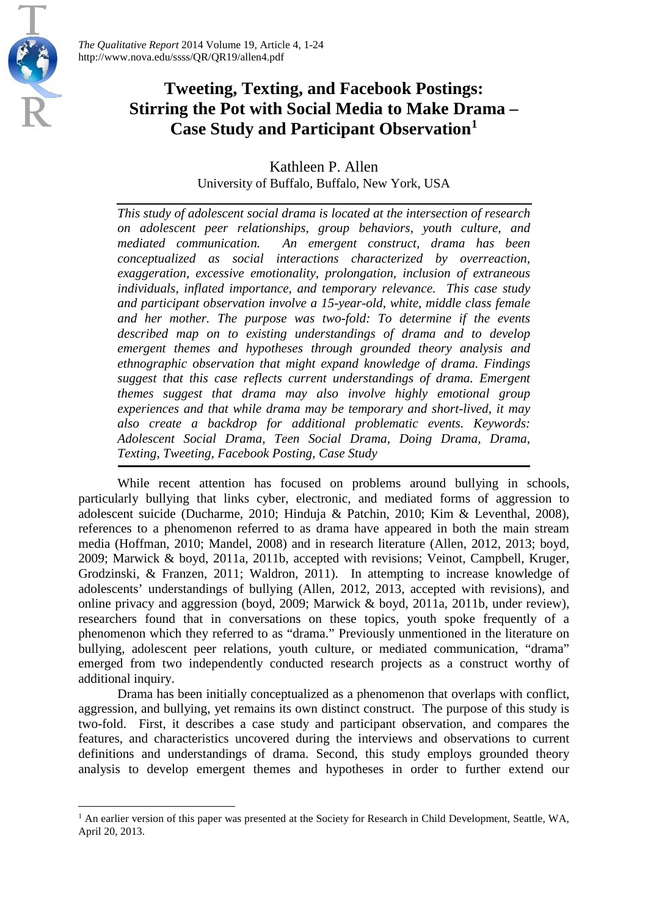# Tweeting, Texting, and Facebook Postings: Stirring the Pot with Social Media to Make Drama – Case Study and Participant Observation[1]

Kathleen P. Allen
University of Buffalo, Buffalo, New York, USA

*This study of adolescent social drama is located at the intersection of research on adolescent peer relationships, group behaviors, youth culture, and mediated communication. An emergent construct, drama has been conceptualized as social interactions characterized by overreaction, exaggeration, excessive emotionality, prolongation, inclusion of extraneous individuals, inflated importance, and temporary relevance. This case study and participant observation involve a 15-year-old, white, middle class female and her mother. The purpose was two-fold: To determine if the events described map on to existing understandings of drama and to develop emergent themes and hypotheses through grounded theory analysis and ethnographic observation that might expand knowledge of drama. Findings suggest that this case reflects current understandings of drama. Emergent themes suggest that drama may also involve highly emotional group experiences and that while drama may be temporary and short-lived, it may also create a backdrop for additional problematic events. Keywords: Adolescent Social Drama, Teen Social Drama, Doing Drama, Drama, Texting, Tweeting, Facebook Posting, Case Study*

While recent attention has focused on problems around bullying in schools, particularly bullying that links cyber, electronic, and mediated forms of aggression to adolescent suicide (Ducharme, 2010; Hinduja & Patchin, 2010; Kim & Leventhal, 2008), references to a phenomenon referred to as drama have appeared in both the main stream media (Hoffman, 2010; Mandel, 2008) and in research literature (Allen, 2012, 2013; boyd, 2009; Marwick & boyd, 2011a, 2011b, accepted with revisions; Veinot, Campbell, Kruger, Grodzinski, & Franzen, 2011; Waldron, 2011). In attempting to increase knowledge of adolescents' understandings of bullying (Allen, 2012, 2013, accepted with revisions), and online privacy and aggression (boyd, 2009; Marwick & boyd, 2011a, 2011b, under review), researchers found that in conversations on these topics, youth spoke frequently of a phenomenon which they referred to as "drama." Previously unmentioned in the literature on bullying, adolescent peer relations, youth culture, or mediated communication, "drama" emerged from two independently conducted research projects as a construct worthy of additional inquiry.

Drama has been initially conceptualized as a phenomenon that overlaps with conflict, aggression, and bullying, yet remains its own distinct construct. The purpose of this study is two-fold. First, it describes a case study and participant observation, and compares the features, and characteristics uncovered during the interviews and observations to current definitions and understandings of drama. Second, this study employs grounded theory analysis to develop emergent themes and hypotheses in order to further extend our

[1] An earlier version of this paper was presented at the Society for Research in Child Development, Seattle, WA, April 20, 2013.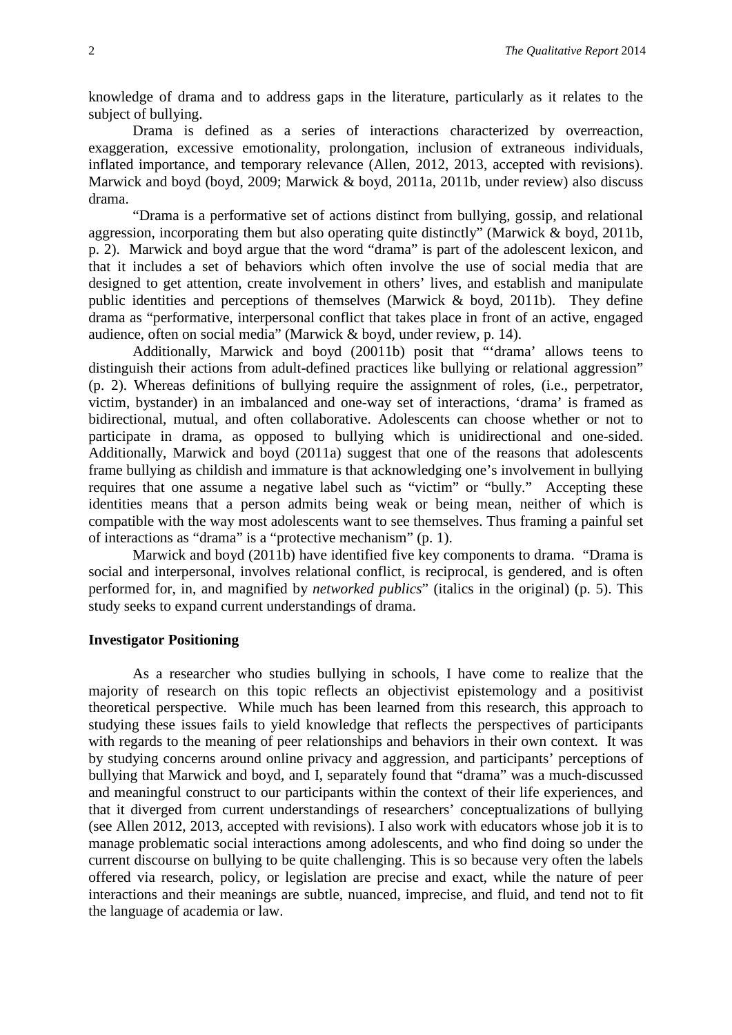knowledge of drama and to address gaps in the literature, particularly as it relates to the subject of bullying.

Drama is defined as a series of interactions characterized by overreaction, exaggeration, excessive emotionality, prolongation, inclusion of extraneous individuals, inflated importance, and temporary relevance (Allen, 2012, 2013, accepted with revisions). Marwick and boyd (boyd, 2009; Marwick & boyd, 2011a, 2011b, under review) also discuss drama.

"Drama is a performative set of actions distinct from bullying, gossip, and relational aggression, incorporating them but also operating quite distinctly" (Marwick & boyd, 2011b, p. 2). Marwick and boyd argue that the word "drama" is part of the adolescent lexicon, and that it includes a set of behaviors which often involve the use of social media that are designed to get attention, create involvement in others' lives, and establish and manipulate public identities and perceptions of themselves (Marwick & boyd, 2011b). They define drama as "performative, interpersonal conflict that takes place in front of an active, engaged audience, often on social media" (Marwick & boyd, under review, p. 14).

Additionally, Marwick and boyd (20011b) posit that "'drama' allows teens to distinguish their actions from adult-defined practices like bullying or relational aggression" (p. 2). Whereas definitions of bullying require the assignment of roles, (i.e., perpetrator, victim, bystander) in an imbalanced and one-way set of interactions, 'drama' is framed as bidirectional, mutual, and often collaborative. Adolescents can choose whether or not to participate in drama, as opposed to bullying which is unidirectional and one-sided. Additionally, Marwick and boyd (2011a) suggest that one of the reasons that adolescents frame bullying as childish and immature is that acknowledging one's involvement in bullying requires that one assume a negative label such as "victim" or "bully." Accepting these identities means that a person admits being weak or being mean, neither of which is compatible with the way most adolescents want to see themselves. Thus framing a painful set of interactions as "drama" is a "protective mechanism" (p. 1).

Marwick and boyd (2011b) have identified five key components to drama. "Drama is social and interpersonal, involves relational conflict, is reciprocal, is gendered, and is often performed for, in, and magnified by *networked publics*" (italics in the original) (p. 5). This study seeks to expand current understandings of drama.

## Investigator Positioning

As a researcher who studies bullying in schools, I have come to realize that the majority of research on this topic reflects an objectivist epistemology and a positivist theoretical perspective. While much has been learned from this research, this approach to studying these issues fails to yield knowledge that reflects the perspectives of participants with regards to the meaning of peer relationships and behaviors in their own context. It was by studying concerns around online privacy and aggression, and participants' perceptions of bullying that Marwick and boyd, and I, separately found that "drama" was a much-discussed and meaningful construct to our participants within the context of their life experiences, and that it diverged from current understandings of researchers' conceptualizations of bullying (see Allen 2012, 2013, accepted with revisions). I also work with educators whose job it is to manage problematic social interactions among adolescents, and who find doing so under the current discourse on bullying to be quite challenging. This is so because very often the labels offered via research, policy, or legislation are precise and exact, while the nature of peer interactions and their meanings are subtle, nuanced, imprecise, and fluid, and tend not to fit the language of academia or law.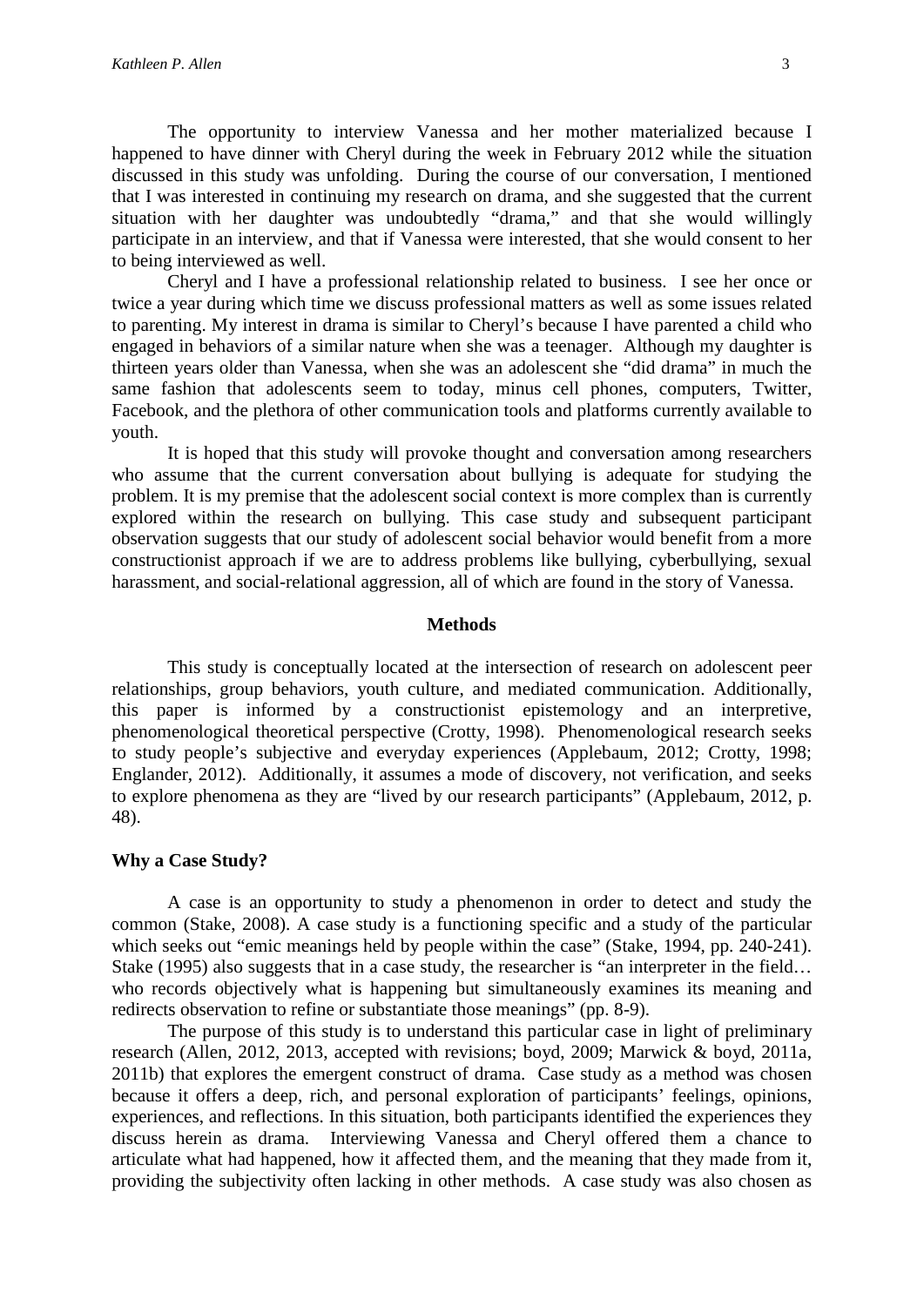The opportunity to interview Vanessa and her mother materialized because I happened to have dinner with Cheryl during the week in February 2012 while the situation discussed in this study was unfolding. During the course of our conversation, I mentioned that I was interested in continuing my research on drama, and she suggested that the current situation with her daughter was undoubtedly "drama," and that she would willingly participate in an interview, and that if Vanessa were interested, that she would consent to her to being interviewed as well.

Cheryl and I have a professional relationship related to business. I see her once or twice a year during which time we discuss professional matters as well as some issues related to parenting. My interest in drama is similar to Cheryl's because I have parented a child who engaged in behaviors of a similar nature when she was a teenager. Although my daughter is thirteen years older than Vanessa, when she was an adolescent she "did drama" in much the same fashion that adolescents seem to today, minus cell phones, computers, Twitter, Facebook, and the plethora of other communication tools and platforms currently available to youth.

It is hoped that this study will provoke thought and conversation among researchers who assume that the current conversation about bullying is adequate for studying the problem. It is my premise that the adolescent social context is more complex than is currently explored within the research on bullying. This case study and subsequent participant observation suggests that our study of adolescent social behavior would benefit from a more constructionist approach if we are to address problems like bullying, cyberbullying, sexual harassment, and social-relational aggression, all of which are found in the story of Vanessa.

## Methods

This study is conceptually located at the intersection of research on adolescent peer relationships, group behaviors, youth culture, and mediated communication. Additionally, this paper is informed by a constructionist epistemology and an interpretive, phenomenological theoretical perspective (Crotty, 1998). Phenomenological research seeks to study people's subjective and everyday experiences (Applebaum, 2012; Crotty, 1998; Englander, 2012). Additionally, it assumes a mode of discovery, not verification, and seeks to explore phenomena as they are "lived by our research participants" (Applebaum, 2012, p. 48).

### Why a Case Study?

A case is an opportunity to study a phenomenon in order to detect and study the common (Stake, 2008). A case study is a functioning specific and a study of the particular which seeks out "emic meanings held by people within the case" (Stake, 1994, pp. 240-241). Stake (1995) also suggests that in a case study, the researcher is "an interpreter in the field… who records objectively what is happening but simultaneously examines its meaning and redirects observation to refine or substantiate those meanings" (pp. 8-9).

The purpose of this study is to understand this particular case in light of preliminary research (Allen, 2012, 2013, accepted with revisions; boyd, 2009; Marwick & boyd, 2011a, 2011b) that explores the emergent construct of drama. Case study as a method was chosen because it offers a deep, rich, and personal exploration of participants' feelings, opinions, experiences, and reflections. In this situation, both participants identified the experiences they discuss herein as drama. Interviewing Vanessa and Cheryl offered them a chance to articulate what had happened, how it affected them, and the meaning that they made from it, providing the subjectivity often lacking in other methods. A case study was also chosen as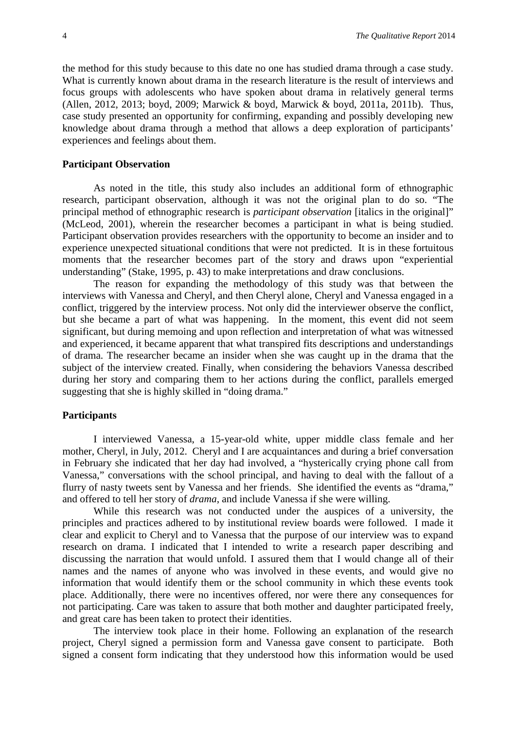the method for this study because to this date no one has studied drama through a case study. What is currently known about drama in the research literature is the result of interviews and focus groups with adolescents who have spoken about drama in relatively general terms (Allen, 2012, 2013; boyd, 2009; Marwick & boyd, Marwick & boyd, 2011a, 2011b). Thus, case study presented an opportunity for confirming, expanding and possibly developing new knowledge about drama through a method that allows a deep exploration of participants' experiences and feelings about them.

### Participant Observation

As noted in the title, this study also includes an additional form of ethnographic research, participant observation, although it was not the original plan to do so. "The principal method of ethnographic research is *participant observation* [italics in the original]" (McLeod, 2001), wherein the researcher becomes a participant in what is being studied. Participant observation provides researchers with the opportunity to become an insider and to experience unexpected situational conditions that were not predicted. It is in these fortuitous moments that the researcher becomes part of the story and draws upon "experiential understanding" (Stake, 1995, p. 43) to make interpretations and draw conclusions.

The reason for expanding the methodology of this study was that between the interviews with Vanessa and Cheryl, and then Cheryl alone, Cheryl and Vanessa engaged in a conflict, triggered by the interview process. Not only did the interviewer observe the conflict, but she became a part of what was happening. In the moment, this event did not seem significant, but during memoing and upon reflection and interpretation of what was witnessed and experienced, it became apparent that what transpired fits descriptions and understandings of drama. The researcher became an insider when she was caught up in the drama that the subject of the interview created. Finally, when considering the behaviors Vanessa described during her story and comparing them to her actions during the conflict, parallels emerged suggesting that she is highly skilled in "doing drama."

### Participants

I interviewed Vanessa, a 15-year-old white, upper middle class female and her mother, Cheryl, in July, 2012. Cheryl and I are acquaintances and during a brief conversation in February she indicated that her day had involved, a "hysterically crying phone call from Vanessa," conversations with the school principal, and having to deal with the fallout of a flurry of nasty tweets sent by Vanessa and her friends. She identified the events as "drama," and offered to tell her story of *drama*, and include Vanessa if she were willing.

While this research was not conducted under the auspices of a university, the principles and practices adhered to by institutional review boards were followed. I made it clear and explicit to Cheryl and to Vanessa that the purpose of our interview was to expand research on drama. I indicated that I intended to write a research paper describing and discussing the narration that would unfold. I assured them that I would change all of their names and the names of anyone who was involved in these events, and would give no information that would identify them or the school community in which these events took place. Additionally, there were no incentives offered, nor were there any consequences for not participating. Care was taken to assure that both mother and daughter participated freely, and great care has been taken to protect their identities.

The interview took place in their home. Following an explanation of the research project, Cheryl signed a permission form and Vanessa gave consent to participate. Both signed a consent form indicating that they understood how this information would be used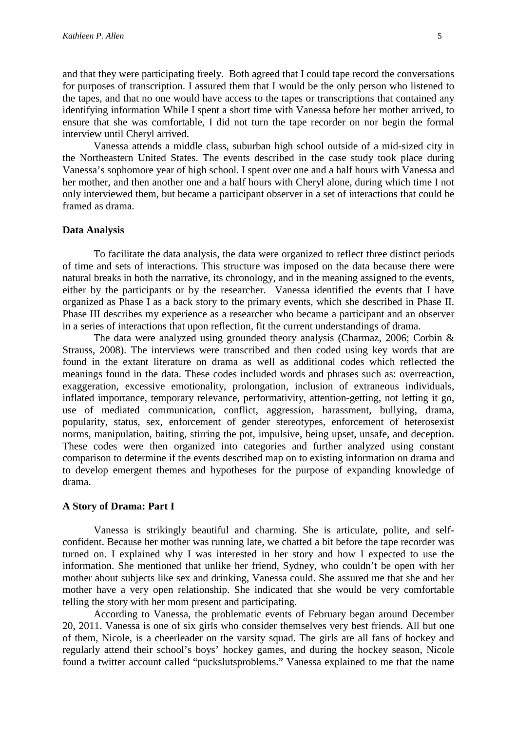and that they were participating freely. Both agreed that I could tape record the conversations for purposes of transcription. I assured them that I would be the only person who listened to the tapes, and that no one would have access to the tapes or transcriptions that contained any identifying information While I spent a short time with Vanessa before her mother arrived, to ensure that she was comfortable, I did not turn the tape recorder on nor begin the formal interview until Cheryl arrived.

Vanessa attends a middle class, suburban high school outside of a mid-sized city in the Northeastern United States. The events described in the case study took place during Vanessa's sophomore year of high school. I spent over one and a half hours with Vanessa and her mother, and then another one and a half hours with Cheryl alone, during which time I not only interviewed them, but became a participant observer in a set of interactions that could be framed as drama.

### Data Analysis

To facilitate the data analysis, the data were organized to reflect three distinct periods of time and sets of interactions. This structure was imposed on the data because there were natural breaks in both the narrative, its chronology, and in the meaning assigned to the events, either by the participants or by the researcher. Vanessa identified the events that I have organized as Phase I as a back story to the primary events, which she described in Phase II. Phase III describes my experience as a researcher who became a participant and an observer in a series of interactions that upon reflection, fit the current understandings of drama.

The data were analyzed using grounded theory analysis (Charmaz, 2006; Corbin & Strauss, 2008). The interviews were transcribed and then coded using key words that are found in the extant literature on drama as well as additional codes which reflected the meanings found in the data. These codes included words and phrases such as: overreaction, exaggeration, excessive emotionality, prolongation, inclusion of extraneous individuals, inflated importance, temporary relevance, performativity, attention-getting, not letting it go, use of mediated communication, conflict, aggression, harassment, bullying, drama, popularity, status, sex, enforcement of gender stereotypes, enforcement of heterosexist norms, manipulation, baiting, stirring the pot, impulsive, being upset, unsafe, and deception. These codes were then organized into categories and further analyzed using constant comparison to determine if the events described map on to existing information on drama and to develop emergent themes and hypotheses for the purpose of expanding knowledge of drama.

### A Story of Drama: Part I

Vanessa is strikingly beautiful and charming. She is articulate, polite, and self-confident. Because her mother was running late, we chatted a bit before the tape recorder was turned on. I explained why I was interested in her story and how I expected to use the information. She mentioned that unlike her friend, Sydney, who couldn't be open with her mother about subjects like sex and drinking, Vanessa could. She assured me that she and her mother have a very open relationship. She indicated that she would be very comfortable telling the story with her mom present and participating.

According to Vanessa, the problematic events of February began around December 20, 2011. Vanessa is one of six girls who consider themselves very best friends. All but one of them, Nicole, is a cheerleader on the varsity squad. The girls are all fans of hockey and regularly attend their school's boys' hockey games, and during the hockey season, Nicole found a twitter account called "puckslutsproblems." Vanessa explained to me that the name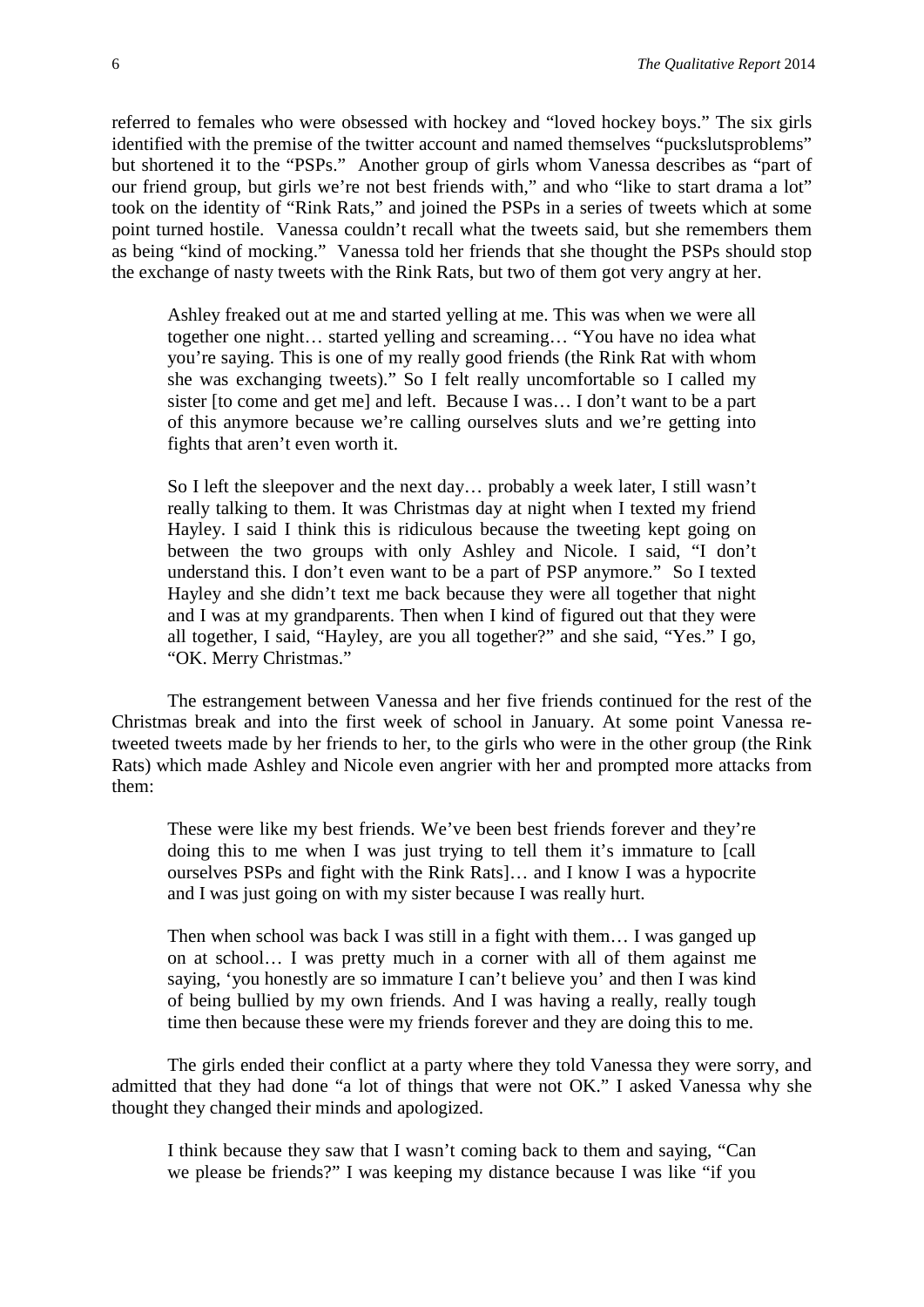referred to females who were obsessed with hockey and "loved hockey boys." The six girls identified with the premise of the twitter account and named themselves "puckslutsproblems" but shortened it to the "PSPs." Another group of girls whom Vanessa describes as "part of our friend group, but girls we're not best friends with," and who "like to start drama a lot" took on the identity of "Rink Rats," and joined the PSPs in a series of tweets which at some point turned hostile. Vanessa couldn't recall what the tweets said, but she remembers them as being "kind of mocking." Vanessa told her friends that she thought the PSPs should stop the exchange of nasty tweets with the Rink Rats, but two of them got very angry at her.

> Ashley freaked out at me and started yelling at me. This was when we were all together one night… started yelling and screaming… "You have no idea what you're saying. This is one of my really good friends (the Rink Rat with whom she was exchanging tweets)." So I felt really uncomfortable so I called my sister [to come and get me] and left. Because I was… I don't want to be a part of this anymore because we're calling ourselves sluts and we're getting into fights that aren't even worth it.
>
> So I left the sleepover and the next day… probably a week later, I still wasn't really talking to them. It was Christmas day at night when I texted my friend Hayley. I said I think this is ridiculous because the tweeting kept going on between the two groups with only Ashley and Nicole. I said, "I don't understand this. I don't even want to be a part of PSP anymore." So I texted Hayley and she didn't text me back because they were all together that night and I was at my grandparents. Then when I kind of figured out that they were all together, I said, "Hayley, are you all together?" and she said, "Yes." I go, "OK. Merry Christmas."

The estrangement between Vanessa and her five friends continued for the rest of the Christmas break and into the first week of school in January. At some point Vanessa re-tweeted tweets made by her friends to her, to the girls who were in the other group (the Rink Rats) which made Ashley and Nicole even angrier with her and prompted more attacks from them:

> These were like my best friends. We've been best friends forever and they're doing this to me when I was just trying to tell them it's immature to [call ourselves PSPs and fight with the Rink Rats]… and I know I was a hypocrite and I was just going on with my sister because I was really hurt.
>
> Then when school was back I was still in a fight with them… I was ganged up on at school… I was pretty much in a corner with all of them against me saying, 'you honestly are so immature I can't believe you' and then I was kind of being bullied by my own friends. And I was having a really, really tough time then because these were my friends forever and they are doing this to me.

The girls ended their conflict at a party where they told Vanessa they were sorry, and admitted that they had done "a lot of things that were not OK." I asked Vanessa why she thought they changed their minds and apologized.

> I think because they saw that I wasn't coming back to them and saying, "Can we please be friends?" I was keeping my distance because I was like "if you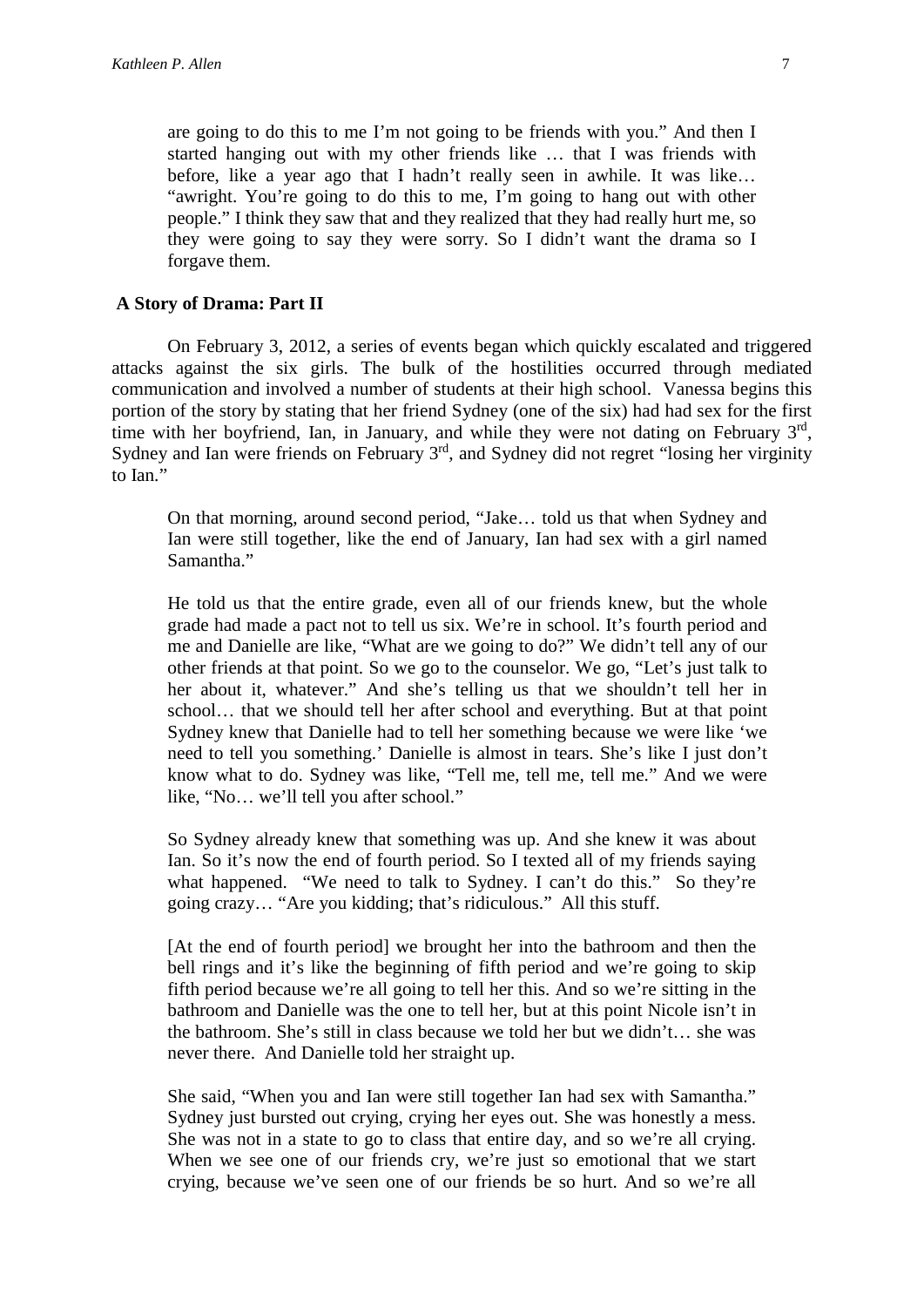> are going to do this to me I'm not going to be friends with you." And then I started hanging out with my other friends like … that I was friends with before, like a year ago that I hadn't really seen in awhile. It was like… "awright. You're going to do this to me, I'm going to hang out with other people." I think they saw that and they realized that they had really hurt me, so they were going to say they were sorry. So I didn't want the drama so I forgave them.

### A Story of Drama: Part II

On February 3, 2012, a series of events began which quickly escalated and triggered attacks against the six girls. The bulk of the hostilities occurred through mediated communication and involved a number of students at their high school. Vanessa begins this portion of the story by stating that her friend Sydney (one of the six) had had sex for the first time with her boyfriend, Ian, in January, and while they were not dating on February 3rd, Sydney and Ian were friends on February 3rd, and Sydney did not regret "losing her virginity to Ian."

> On that morning, around second period, "Jake… told us that when Sydney and Ian were still together, like the end of January, Ian had sex with a girl named Samantha."
>
> He told us that the entire grade, even all of our friends knew, but the whole grade had made a pact not to tell us six. We're in school. It's fourth period and me and Danielle are like, "What are we going to do?" We didn't tell any of our other friends at that point. So we go to the counselor. We go, "Let's just talk to her about it, whatever." And she's telling us that we shouldn't tell her in school… that we should tell her after school and everything. But at that point Sydney knew that Danielle had to tell her something because we were like 'we need to tell you something.' Danielle is almost in tears. She's like I just don't know what to do. Sydney was like, "Tell me, tell me, tell me." And we were like, "No… we'll tell you after school."
>
> So Sydney already knew that something was up. And she knew it was about Ian. So it's now the end of fourth period. So I texted all of my friends saying what happened. "We need to talk to Sydney. I can't do this." So they're going crazy… "Are you kidding; that's ridiculous." All this stuff.
>
> [At the end of fourth period] we brought her into the bathroom and then the bell rings and it's like the beginning of fifth period and we're going to skip fifth period because we're all going to tell her this. And so we're sitting in the bathroom and Danielle was the one to tell her, but at this point Nicole isn't in the bathroom. She's still in class because we told her but we didn't… she was never there. And Danielle told her straight up.
>
> She said, "When you and Ian were still together Ian had sex with Samantha." Sydney just bursted out crying, crying her eyes out. She was honestly a mess. She was not in a state to go to class that entire day, and so we're all crying. When we see one of our friends cry, we're just so emotional that we start crying, because we've seen one of our friends be so hurt. And so we're all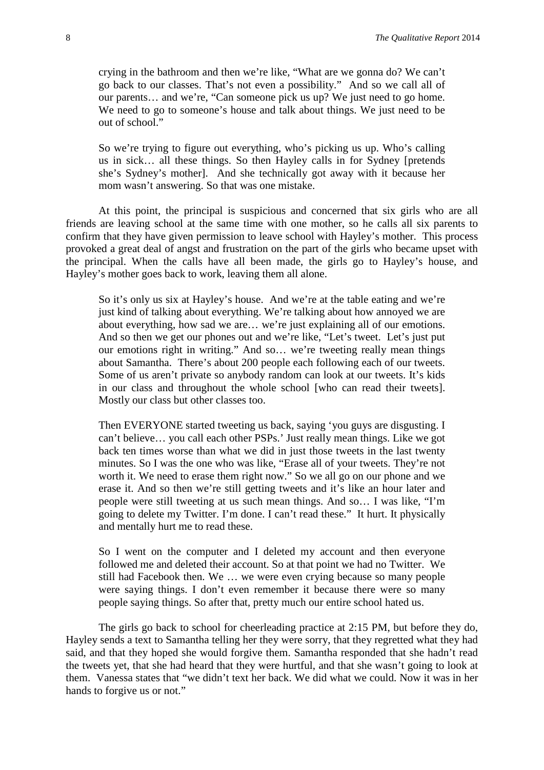> crying in the bathroom and then we're like, "What are we gonna do? We can't go back to our classes. That's not even a possibility." And so we call all of our parents… and we're, "Can someone pick us up? We just need to go home. We need to go to someone's house and talk about things. We just need to be out of school."
>
> So we're trying to figure out everything, who's picking us up. Who's calling us in sick… all these things. So then Hayley calls in for Sydney [pretends she's Sydney's mother]. And she technically got away with it because her mom wasn't answering. So that was one mistake.

At this point, the principal is suspicious and concerned that six girls who are all friends are leaving school at the same time with one mother, so he calls all six parents to confirm that they have given permission to leave school with Hayley's mother. This process provoked a great deal of angst and frustration on the part of the girls who became upset with the principal. When the calls have all been made, the girls go to Hayley's house, and Hayley's mother goes back to work, leaving them all alone.

> So it's only us six at Hayley's house. And we're at the table eating and we're just kind of talking about everything. We're talking about how annoyed we are about everything, how sad we are… we're just explaining all of our emotions. And so then we get our phones out and we're like, "Let's tweet. Let's just put our emotions right in writing." And so… we're tweeting really mean things about Samantha. There's about 200 people each following each of our tweets. Some of us aren't private so anybody random can look at our tweets. It's kids in our class and throughout the whole school [who can read their tweets]. Mostly our class but other classes too.
>
> Then EVERYONE started tweeting us back, saying 'you guys are disgusting. I can't believe… you call each other PSPs.' Just really mean things. Like we got back ten times worse than what we did in just those tweets in the last twenty minutes. So I was the one who was like, "Erase all of your tweets. They're not worth it. We need to erase them right now." So we all go on our phone and we erase it. And so then we're still getting tweets and it's like an hour later and people were still tweeting at us such mean things. And so… I was like, "I'm going to delete my Twitter. I'm done. I can't read these." It hurt. It physically and mentally hurt me to read these.
>
> So I went on the computer and I deleted my account and then everyone followed me and deleted their account. So at that point we had no Twitter. We still had Facebook then. We … we were even crying because so many people were saying things. I don't even remember it because there were so many people saying things. So after that, pretty much our entire school hated us.

The girls go back to school for cheerleading practice at 2:15 PM, but before they do, Hayley sends a text to Samantha telling her they were sorry, that they regretted what they had said, and that they hoped she would forgive them. Samantha responded that she hadn't read the tweets yet, that she had heard that they were hurtful, and that she wasn't going to look at them. Vanessa states that "we didn't text her back. We did what we could. Now it was in her hands to forgive us or not."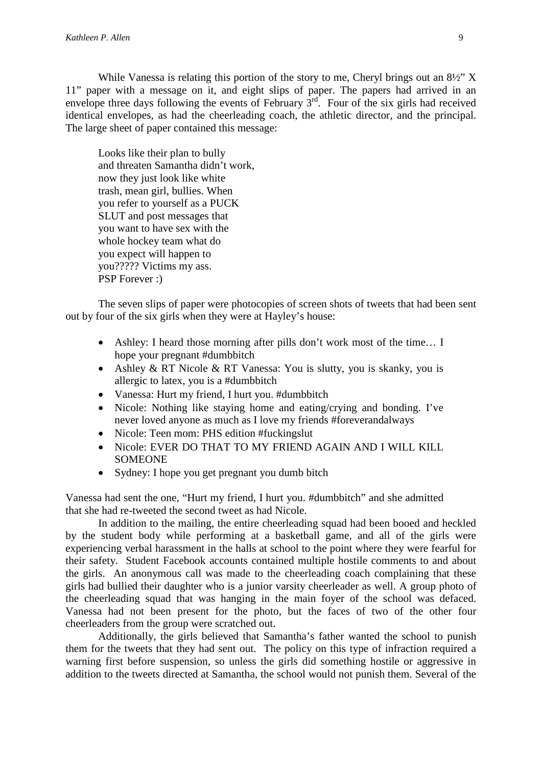While Vanessa is relating this portion of the story to me, Cheryl brings out an 8½" X 11" paper with a message on it, and eight slips of paper. The papers had arrived in an envelope three days following the events of February 3rd. Four of the six girls had received identical envelopes, as had the cheerleading coach, the athletic director, and the principal. The large sheet of paper contained this message:

> Looks like their plan to bully
> and threaten Samantha didn't work,
> now they just look like white
> trash, mean girl, bullies. When
> you refer to yourself as a PUCK
> SLUT and post messages that
> you want to have sex with the
> whole hockey team what do
> you expect will happen to
> you????? Victims my ass.
> PSP Forever :)

The seven slips of paper were photocopies of screen shots of tweets that had been sent out by four of the six girls when they were at Hayley's house:

- Ashley: I heard those morning after pills don't work most of the time… I hope your pregnant #dumbbitch
- Ashley & RT Nicole & RT Vanessa: You is slutty, you is skanky, you is allergic to latex, you is a #dumbbitch
- Vanessa: Hurt my friend, I hurt you. #dumbbitch
- Nicole: Nothing like staying home and eating/crying and bonding. I've never loved anyone as much as I love my friends #foreverandalways
- Nicole: Teen mom: PHS edition #fuckingslut
- Nicole: EVER DO THAT TO MY FRIEND AGAIN AND I WILL KILL SOMEONE
- Sydney: I hope you get pregnant you dumb bitch

Vanessa had sent the one, "Hurt my friend, I hurt you. #dumbbitch" and she admitted that she had re-tweeted the second tweet as had Nicole.

In addition to the mailing, the entire cheerleading squad had been booed and heckled by the student body while performing at a basketball game, and all of the girls were experiencing verbal harassment in the halls at school to the point where they were fearful for their safety. Student Facebook accounts contained multiple hostile comments to and about the girls. An anonymous call was made to the cheerleading coach complaining that these girls had bullied their daughter who is a junior varsity cheerleader as well. A group photo of the cheerleading squad that was hanging in the main foyer of the school was defaced. Vanessa had not been present for the photo, but the faces of two of the other four cheerleaders from the group were scratched out.

Additionally, the girls believed that Samantha's father wanted the school to punish them for the tweets that they had sent out. The policy on this type of infraction required a warning first before suspension, so unless the girls did something hostile or aggressive in addition to the tweets directed at Samantha, the school would not punish them. Several of the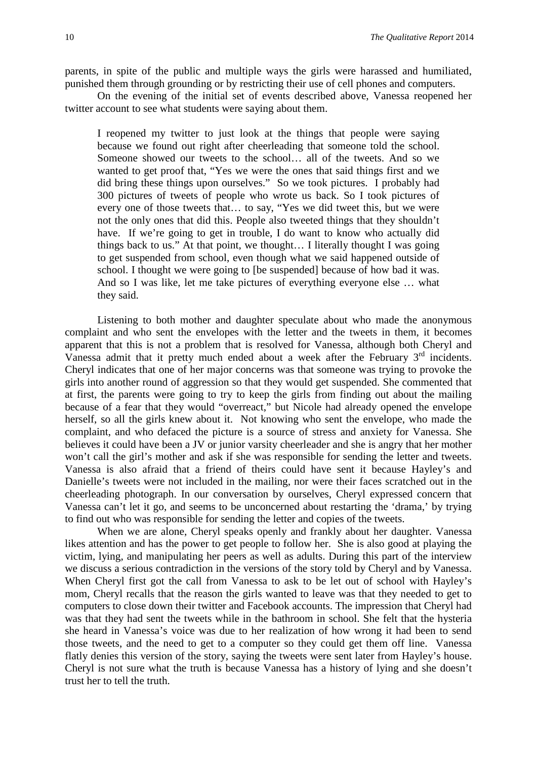parents, in spite of the public and multiple ways the girls were harassed and humiliated, punished them through grounding or by restricting their use of cell phones and computers.

On the evening of the initial set of events described above, Vanessa reopened her twitter account to see what students were saying about them.

> I reopened my twitter to just look at the things that people were saying because we found out right after cheerleading that someone told the school. Someone showed our tweets to the school… all of the tweets. And so we wanted to get proof that, "Yes we were the ones that said things first and we did bring these things upon ourselves." So we took pictures. I probably had 300 pictures of tweets of people who wrote us back. So I took pictures of every one of those tweets that… to say, "Yes we did tweet this, but we were not the only ones that did this. People also tweeted things that they shouldn't have. If we're going to get in trouble, I do want to know who actually did things back to us." At that point, we thought… I literally thought I was going to get suspended from school, even though what we said happened outside of school. I thought we were going to [be suspended] because of how bad it was. And so I was like, let me take pictures of everything everyone else … what they said.

Listening to both mother and daughter speculate about who made the anonymous complaint and who sent the envelopes with the letter and the tweets in them, it becomes apparent that this is not a problem that is resolved for Vanessa, although both Cheryl and Vanessa admit that it pretty much ended about a week after the February 3rd incidents. Cheryl indicates that one of her major concerns was that someone was trying to provoke the girls into another round of aggression so that they would get suspended. She commented that at first, the parents were going to try to keep the girls from finding out about the mailing because of a fear that they would "overreact," but Nicole had already opened the envelope herself, so all the girls knew about it. Not knowing who sent the envelope, who made the complaint, and who defaced the picture is a source of stress and anxiety for Vanessa. She believes it could have been a JV or junior varsity cheerleader and she is angry that her mother won't call the girl's mother and ask if she was responsible for sending the letter and tweets. Vanessa is also afraid that a friend of theirs could have sent it because Hayley's and Danielle's tweets were not included in the mailing, nor were their faces scratched out in the cheerleading photograph. In our conversation by ourselves, Cheryl expressed concern that Vanessa can't let it go, and seems to be unconcerned about restarting the 'drama,' by trying to find out who was responsible for sending the letter and copies of the tweets.

When we are alone, Cheryl speaks openly and frankly about her daughter. Vanessa likes attention and has the power to get people to follow her. She is also good at playing the victim, lying, and manipulating her peers as well as adults. During this part of the interview we discuss a serious contradiction in the versions of the story told by Cheryl and by Vanessa. When Cheryl first got the call from Vanessa to ask to be let out of school with Hayley's mom, Cheryl recalls that the reason the girls wanted to leave was that they needed to get to computers to close down their twitter and Facebook accounts. The impression that Cheryl had was that they had sent the tweets while in the bathroom in school. She felt that the hysteria she heard in Vanessa's voice was due to her realization of how wrong it had been to send those tweets, and the need to get to a computer so they could get them off line. Vanessa flatly denies this version of the story, saying the tweets were sent later from Hayley's house. Cheryl is not sure what the truth is because Vanessa has a history of lying and she doesn't trust her to tell the truth.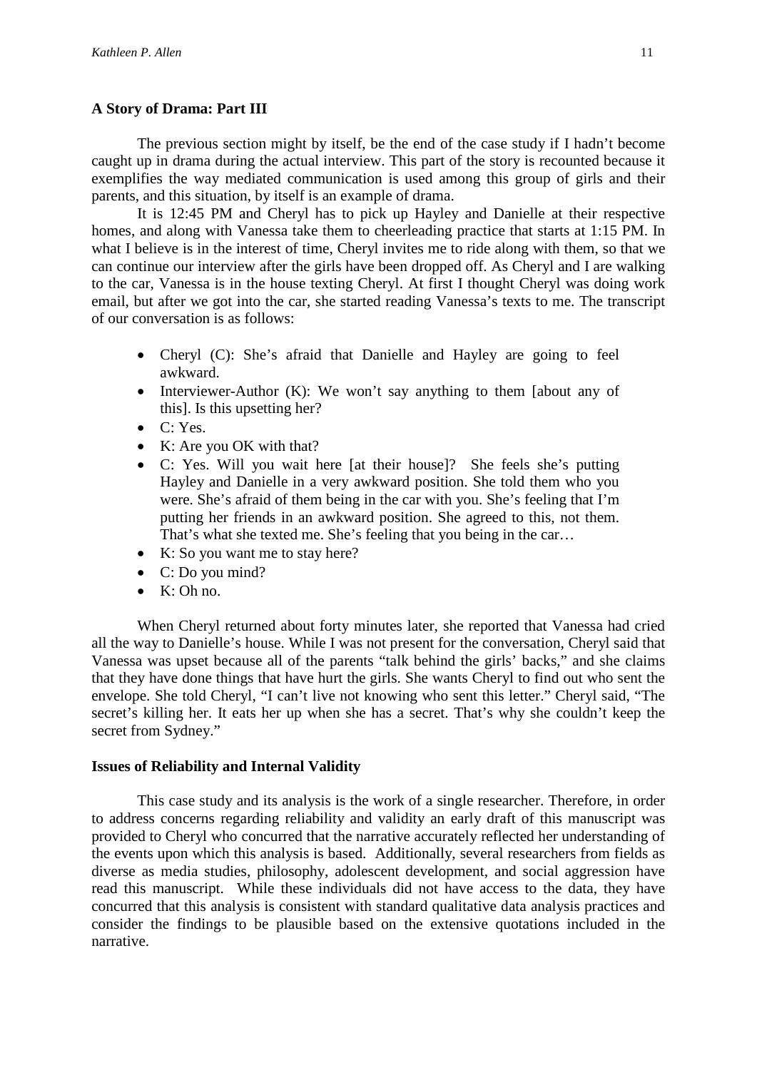**A Story of Drama: Part III**

The previous section might by itself, be the end of the case study if I hadn't become caught up in drama during the actual interview. This part of the story is recounted because it exemplifies the way mediated communication is used among this group of girls and their parents, and this situation, by itself is an example of drama.

It is 12:45 PM and Cheryl has to pick up Hayley and Danielle at their respective homes, and along with Vanessa take them to cheerleading practice that starts at 1:15 PM. In what I believe is in the interest of time, Cheryl invites me to ride along with them, so that we can continue our interview after the girls have been dropped off. As Cheryl and I are walking to the car, Vanessa is in the house texting Cheryl. At first I thought Cheryl was doing work email, but after we got into the car, she started reading Vanessa's texts to me. The transcript of our conversation is as follows:

- Cheryl (C): She's afraid that Danielle and Hayley are going to feel awkward.
- Interviewer-Author (K): We won't say anything to them [about any of this]. Is this upsetting her?
- C: Yes.
- K: Are you OK with that?
- C: Yes. Will you wait here [at their house]? She feels she's putting Hayley and Danielle in a very awkward position. She told them who you were. She's afraid of them being in the car with you. She's feeling that I'm putting her friends in an awkward position. She agreed to this, not them. That's what she texted me. She's feeling that you being in the car…
- K: So you want me to stay here?
- C: Do you mind?
- K: Oh no.

When Cheryl returned about forty minutes later, she reported that Vanessa had cried all the way to Danielle's house. While I was not present for the conversation, Cheryl said that Vanessa was upset because all of the parents "talk behind the girls' backs," and she claims that they have done things that have hurt the girls. She wants Cheryl to find out who sent the envelope. She told Cheryl, "I can't live not knowing who sent this letter." Cheryl said, "The secret's killing her. It eats her up when she has a secret. That's why she couldn't keep the secret from Sydney."

**Issues of Reliability and Internal Validity**

This case study and its analysis is the work of a single researcher. Therefore, in order to address concerns regarding reliability and validity an early draft of this manuscript was provided to Cheryl who concurred that the narrative accurately reflected her understanding of the events upon which this analysis is based. Additionally, several researchers from fields as diverse as media studies, philosophy, adolescent development, and social aggression have read this manuscript. While these individuals did not have access to the data, they have concurred that this analysis is consistent with standard qualitative data analysis practices and consider the findings to be plausible based on the extensive quotations included in the narrative.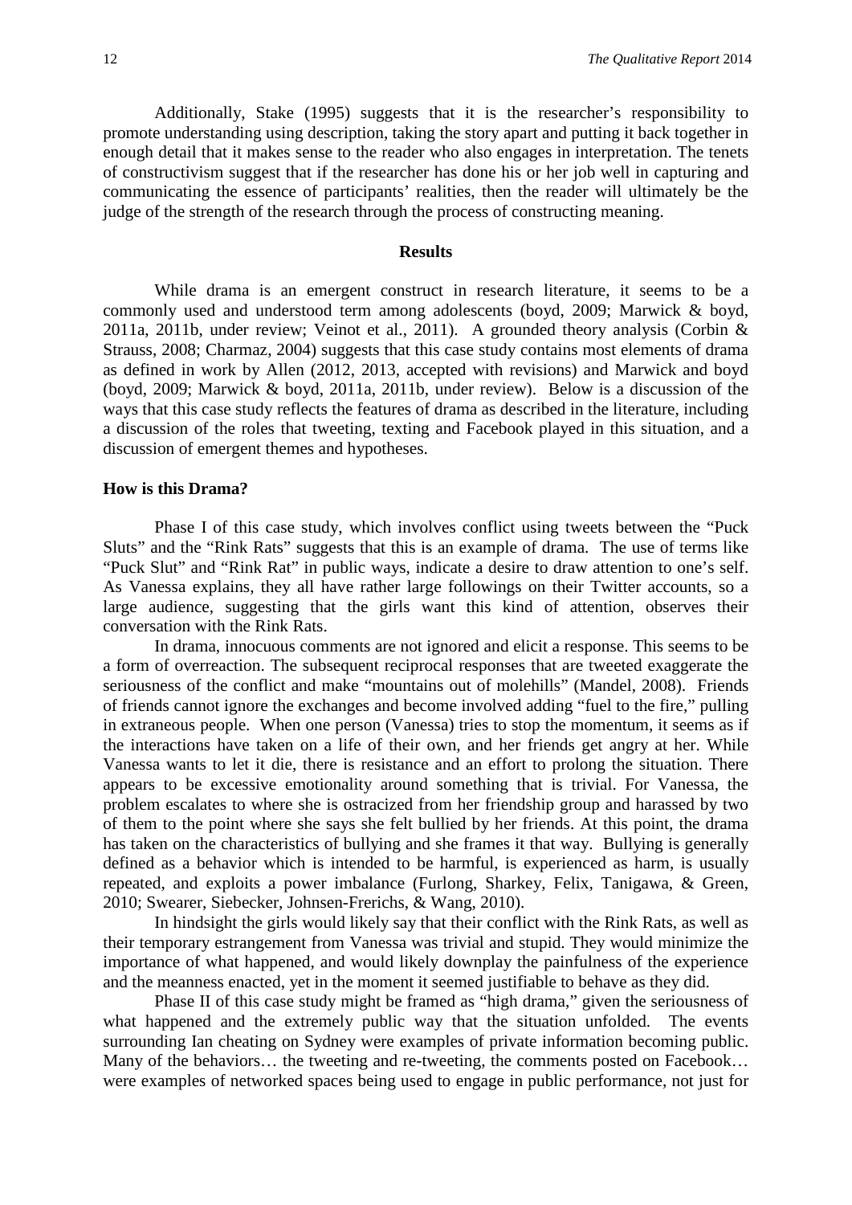Additionally, Stake (1995) suggests that it is the researcher's responsibility to promote understanding using description, taking the story apart and putting it back together in enough detail that it makes sense to the reader who also engages in interpretation. The tenets of constructivism suggest that if the researcher has done his or her job well in capturing and communicating the essence of participants' realities, then the reader will ultimately be the judge of the strength of the research through the process of constructing meaning.

## Results

While drama is an emergent construct in research literature, it seems to be a commonly used and understood term among adolescents (boyd, 2009; Marwick & boyd, 2011a, 2011b, under review; Veinot et al., 2011). A grounded theory analysis (Corbin & Strauss, 2008; Charmaz, 2004) suggests that this case study contains most elements of drama as defined in work by Allen (2012, 2013, accepted with revisions) and Marwick and boyd (boyd, 2009; Marwick & boyd, 2011a, 2011b, under review). Below is a discussion of the ways that this case study reflects the features of drama as described in the literature, including a discussion of the roles that tweeting, texting and Facebook played in this situation, and a discussion of emergent themes and hypotheses.

### How is this Drama?

Phase I of this case study, which involves conflict using tweets between the "Puck Sluts" and the "Rink Rats" suggests that this is an example of drama. The use of terms like "Puck Slut" and "Rink Rat" in public ways, indicate a desire to draw attention to one's self. As Vanessa explains, they all have rather large followings on their Twitter accounts, so a large audience, suggesting that the girls want this kind of attention, observes their conversation with the Rink Rats.

In drama, innocuous comments are not ignored and elicit a response. This seems to be a form of overreaction. The subsequent reciprocal responses that are tweeted exaggerate the seriousness of the conflict and make "mountains out of molehills" (Mandel, 2008). Friends of friends cannot ignore the exchanges and become involved adding "fuel to the fire," pulling in extraneous people. When one person (Vanessa) tries to stop the momentum, it seems as if the interactions have taken on a life of their own, and her friends get angry at her. While Vanessa wants to let it die, there is resistance and an effort to prolong the situation. There appears to be excessive emotionality around something that is trivial. For Vanessa, the problem escalates to where she is ostracized from her friendship group and harassed by two of them to the point where she says she felt bullied by her friends. At this point, the drama has taken on the characteristics of bullying and she frames it that way. Bullying is generally defined as a behavior which is intended to be harmful, is experienced as harm, is usually repeated, and exploits a power imbalance (Furlong, Sharkey, Felix, Tanigawa, & Green, 2010; Swearer, Siebecker, Johnsen-Frerichs, & Wang, 2010).

In hindsight the girls would likely say that their conflict with the Rink Rats, as well as their temporary estrangement from Vanessa was trivial and stupid. They would minimize the importance of what happened, and would likely downplay the painfulness of the experience and the meanness enacted, yet in the moment it seemed justifiable to behave as they did.

Phase II of this case study might be framed as "high drama," given the seriousness of what happened and the extremely public way that the situation unfolded. The events surrounding Ian cheating on Sydney were examples of private information becoming public. Many of the behaviors… the tweeting and re-tweeting, the comments posted on Facebook… were examples of networked spaces being used to engage in public performance, not just for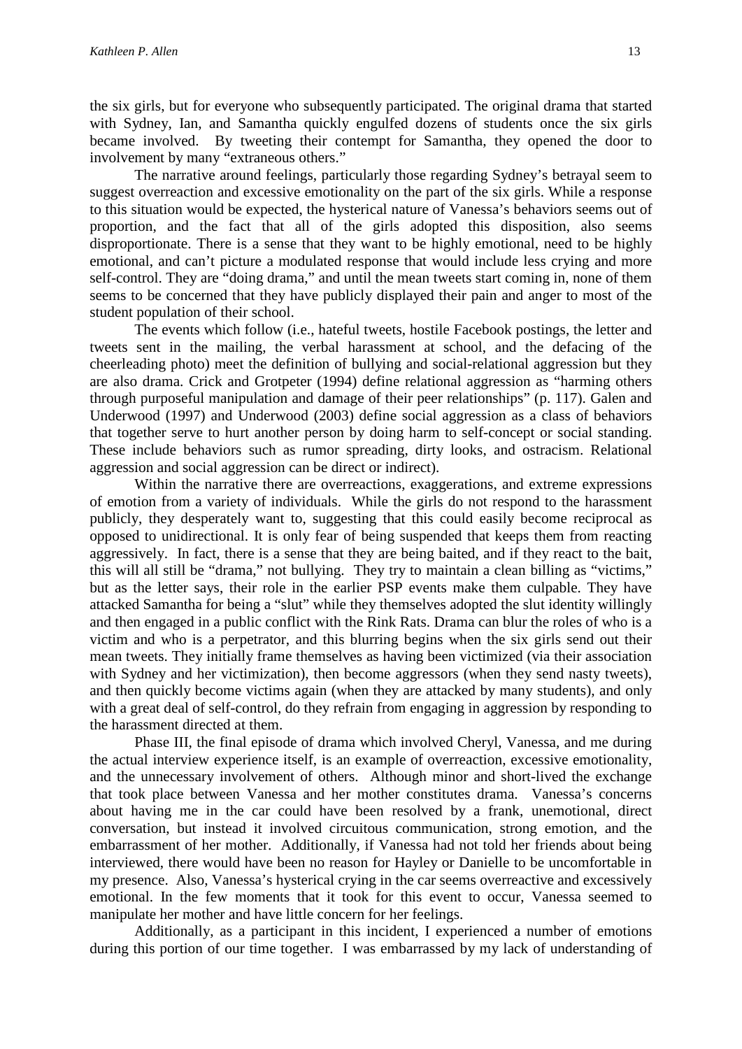the six girls, but for everyone who subsequently participated. The original drama that started with Sydney, Ian, and Samantha quickly engulfed dozens of students once the six girls became involved. By tweeting their contempt for Samantha, they opened the door to involvement by many "extraneous others."

The narrative around feelings, particularly those regarding Sydney's betrayal seem to suggest overreaction and excessive emotionality on the part of the six girls. While a response to this situation would be expected, the hysterical nature of Vanessa's behaviors seems out of proportion, and the fact that all of the girls adopted this disposition, also seems disproportionate. There is a sense that they want to be highly emotional, need to be highly emotional, and can't picture a modulated response that would include less crying and more self-control. They are "doing drama," and until the mean tweets start coming in, none of them seems to be concerned that they have publicly displayed their pain and anger to most of the student population of their school.

The events which follow (i.e., hateful tweets, hostile Facebook postings, the letter and tweets sent in the mailing, the verbal harassment at school, and the defacing of the cheerleading photo) meet the definition of bullying and social-relational aggression but they are also drama. Crick and Grotpeter (1994) define relational aggression as "harming others through purposeful manipulation and damage of their peer relationships" (p. 117). Galen and Underwood (1997) and Underwood (2003) define social aggression as a class of behaviors that together serve to hurt another person by doing harm to self-concept or social standing. These include behaviors such as rumor spreading, dirty looks, and ostracism. Relational aggression and social aggression can be direct or indirect).

Within the narrative there are overreactions, exaggerations, and extreme expressions of emotion from a variety of individuals. While the girls do not respond to the harassment publicly, they desperately want to, suggesting that this could easily become reciprocal as opposed to unidirectional. It is only fear of being suspended that keeps them from reacting aggressively. In fact, there is a sense that they are being baited, and if they react to the bait, this will all still be "drama," not bullying. They try to maintain a clean billing as "victims," but as the letter says, their role in the earlier PSP events make them culpable. They have attacked Samantha for being a "slut" while they themselves adopted the slut identity willingly and then engaged in a public conflict with the Rink Rats. Drama can blur the roles of who is a victim and who is a perpetrator, and this blurring begins when the six girls send out their mean tweets. They initially frame themselves as having been victimized (via their association with Sydney and her victimization), then become aggressors (when they send nasty tweets), and then quickly become victims again (when they are attacked by many students), and only with a great deal of self-control, do they refrain from engaging in aggression by responding to the harassment directed at them.

Phase III, the final episode of drama which involved Cheryl, Vanessa, and me during the actual interview experience itself, is an example of overreaction, excessive emotionality, and the unnecessary involvement of others. Although minor and short-lived the exchange that took place between Vanessa and her mother constitutes drama. Vanessa's concerns about having me in the car could have been resolved by a frank, unemotional, direct conversation, but instead it involved circuitous communication, strong emotion, and the embarrassment of her mother. Additionally, if Vanessa had not told her friends about being interviewed, there would have been no reason for Hayley or Danielle to be uncomfortable in my presence. Also, Vanessa's hysterical crying in the car seems overreactive and excessively emotional. In the few moments that it took for this event to occur, Vanessa seemed to manipulate her mother and have little concern for her feelings.

Additionally, as a participant in this incident, I experienced a number of emotions during this portion of our time together. I was embarrassed by my lack of understanding of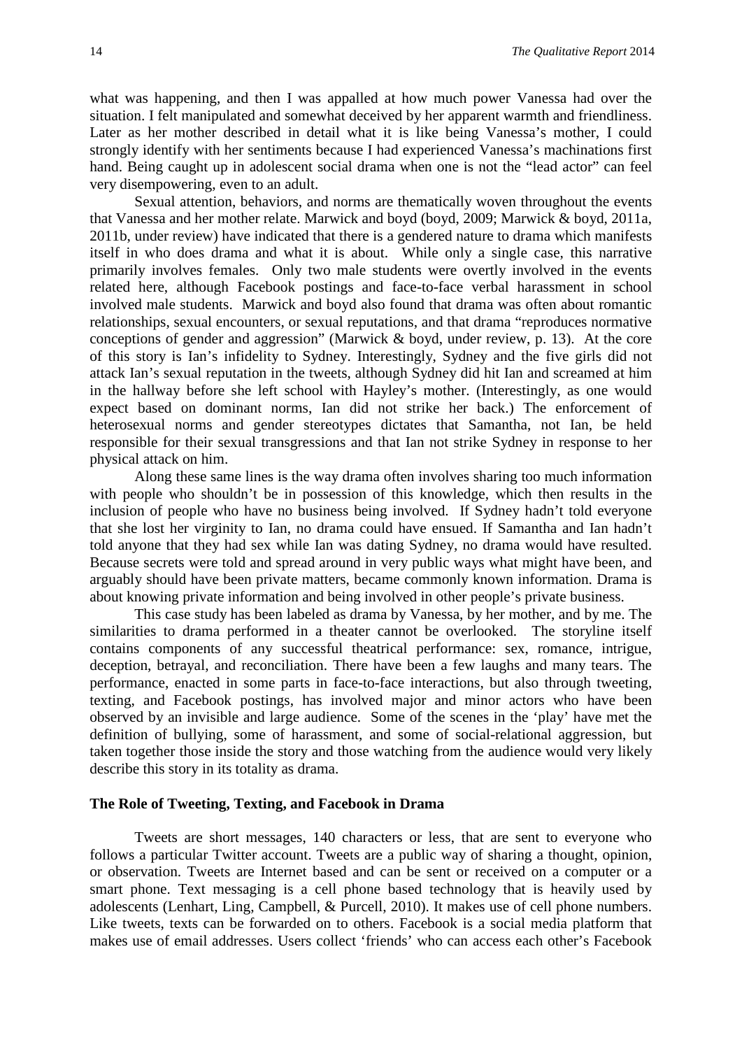what was happening, and then I was appalled at how much power Vanessa had over the situation. I felt manipulated and somewhat deceived by her apparent warmth and friendliness. Later as her mother described in detail what it is like being Vanessa's mother, I could strongly identify with her sentiments because I had experienced Vanessa's machinations first hand. Being caught up in adolescent social drama when one is not the "lead actor" can feel very disempowering, even to an adult.

Sexual attention, behaviors, and norms are thematically woven throughout the events that Vanessa and her mother relate. Marwick and boyd (boyd, 2009; Marwick & boyd, 2011a, 2011b, under review) have indicated that there is a gendered nature to drama which manifests itself in who does drama and what it is about. While only a single case, this narrative primarily involves females. Only two male students were overtly involved in the events related here, although Facebook postings and face-to-face verbal harassment in school involved male students. Marwick and boyd also found that drama was often about romantic relationships, sexual encounters, or sexual reputations, and that drama "reproduces normative conceptions of gender and aggression" (Marwick & boyd, under review, p. 13). At the core of this story is Ian's infidelity to Sydney. Interestingly, Sydney and the five girls did not attack Ian's sexual reputation in the tweets, although Sydney did hit Ian and screamed at him in the hallway before she left school with Hayley's mother. (Interestingly, as one would expect based on dominant norms, Ian did not strike her back.) The enforcement of heterosexual norms and gender stereotypes dictates that Samantha, not Ian, be held responsible for their sexual transgressions and that Ian not strike Sydney in response to her physical attack on him.

Along these same lines is the way drama often involves sharing too much information with people who shouldn't be in possession of this knowledge, which then results in the inclusion of people who have no business being involved. If Sydney hadn't told everyone that she lost her virginity to Ian, no drama could have ensued. If Samantha and Ian hadn't told anyone that they had sex while Ian was dating Sydney, no drama would have resulted. Because secrets were told and spread around in very public ways what might have been, and arguably should have been private matters, became commonly known information. Drama is about knowing private information and being involved in other people's private business.

This case study has been labeled as drama by Vanessa, by her mother, and by me. The similarities to drama performed in a theater cannot be overlooked. The storyline itself contains components of any successful theatrical performance: sex, romance, intrigue, deception, betrayal, and reconciliation. There have been a few laughs and many tears. The performance, enacted in some parts in face-to-face interactions, but also through tweeting, texting, and Facebook postings, has involved major and minor actors who have been observed by an invisible and large audience. Some of the scenes in the 'play' have met the definition of bullying, some of harassment, and some of social-relational aggression, but taken together those inside the story and those watching from the audience would very likely describe this story in its totality as drama.

### The Role of Tweeting, Texting, and Facebook in Drama

Tweets are short messages, 140 characters or less, that are sent to everyone who follows a particular Twitter account. Tweets are a public way of sharing a thought, opinion, or observation. Tweets are Internet based and can be sent or received on a computer or a smart phone. Text messaging is a cell phone based technology that is heavily used by adolescents (Lenhart, Ling, Campbell, & Purcell, 2010). It makes use of cell phone numbers. Like tweets, texts can be forwarded on to others. Facebook is a social media platform that makes use of email addresses. Users collect 'friends' who can access each other's Facebook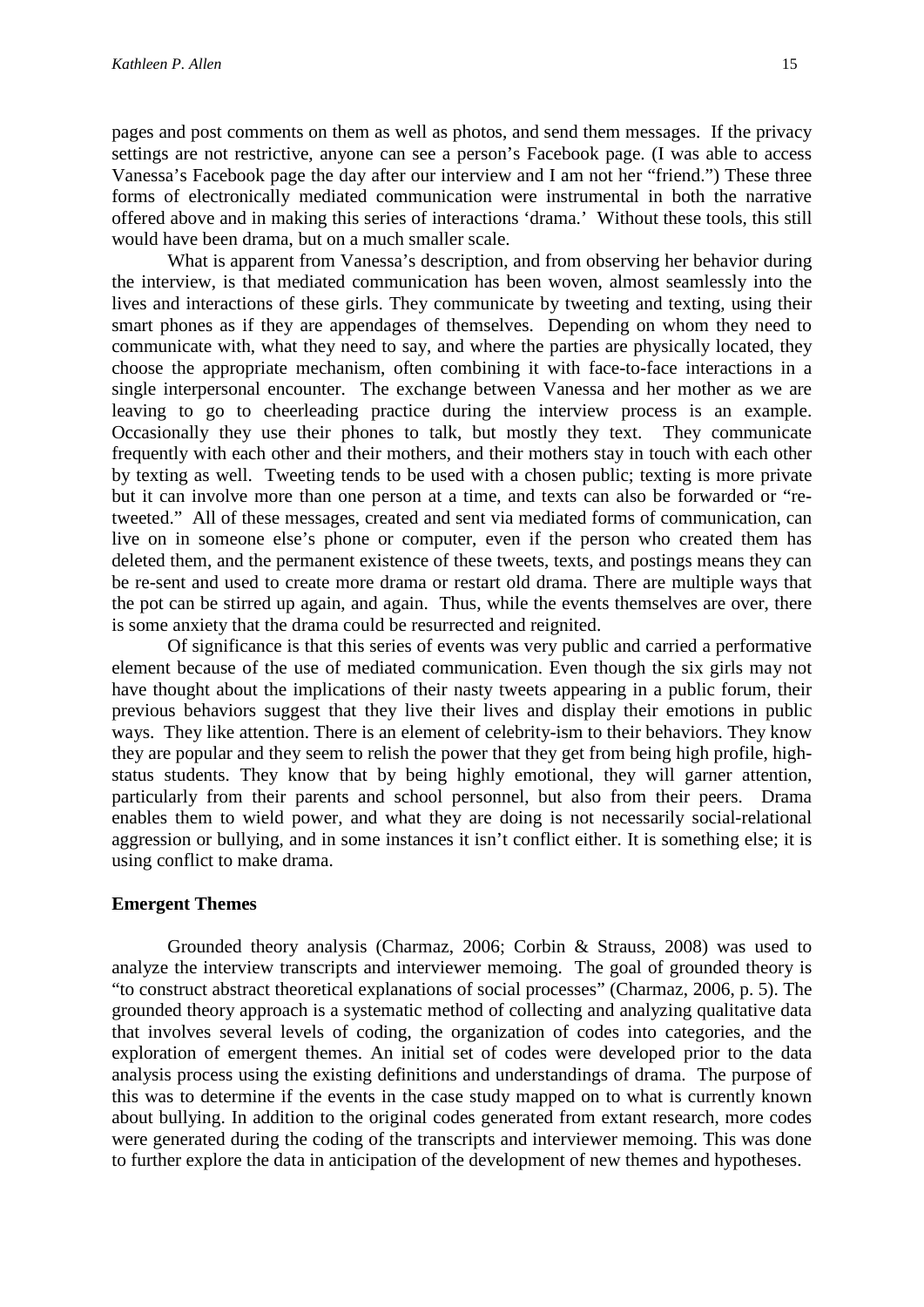pages and post comments on them as well as photos, and send them messages. If the privacy settings are not restrictive, anyone can see a person's Facebook page. (I was able to access Vanessa's Facebook page the day after our interview and I am not her "friend.") These three forms of electronically mediated communication were instrumental in both the narrative offered above and in making this series of interactions 'drama.' Without these tools, this still would have been drama, but on a much smaller scale.

What is apparent from Vanessa's description, and from observing her behavior during the interview, is that mediated communication has been woven, almost seamlessly into the lives and interactions of these girls. They communicate by tweeting and texting, using their smart phones as if they are appendages of themselves. Depending on whom they need to communicate with, what they need to say, and where the parties are physically located, they choose the appropriate mechanism, often combining it with face-to-face interactions in a single interpersonal encounter. The exchange between Vanessa and her mother as we are leaving to go to cheerleading practice during the interview process is an example. Occasionally they use their phones to talk, but mostly they text. They communicate frequently with each other and their mothers, and their mothers stay in touch with each other by texting as well. Tweeting tends to be used with a chosen public; texting is more private but it can involve more than one person at a time, and texts can also be forwarded or "re-tweeted." All of these messages, created and sent via mediated forms of communication, can live on in someone else's phone or computer, even if the person who created them has deleted them, and the permanent existence of these tweets, texts, and postings means they can be re-sent and used to create more drama or restart old drama. There are multiple ways that the pot can be stirred up again, and again. Thus, while the events themselves are over, there is some anxiety that the drama could be resurrected and reignited.

Of significance is that this series of events was very public and carried a performative element because of the use of mediated communication. Even though the six girls may not have thought about the implications of their nasty tweets appearing in a public forum, their previous behaviors suggest that they live their lives and display their emotions in public ways. They like attention. There is an element of celebrity-ism to their behaviors. They know they are popular and they seem to relish the power that they get from being high profile, high-status students. They know that by being highly emotional, they will garner attention, particularly from their parents and school personnel, but also from their peers. Drama enables them to wield power, and what they are doing is not necessarily social-relational aggression or bullying, and in some instances it isn't conflict either. It is something else; it is using conflict to make drama.

## Emergent Themes

Grounded theory analysis (Charmaz, 2006; Corbin & Strauss, 2008) was used to analyze the interview transcripts and interviewer memoing. The goal of grounded theory is "to construct abstract theoretical explanations of social processes" (Charmaz, 2006, p. 5). The grounded theory approach is a systematic method of collecting and analyzing qualitative data that involves several levels of coding, the organization of codes into categories, and the exploration of emergent themes. An initial set of codes were developed prior to the data analysis process using the existing definitions and understandings of drama. The purpose of this was to determine if the events in the case study mapped on to what is currently known about bullying. In addition to the original codes generated from extant research, more codes were generated during the coding of the transcripts and interviewer memoing. This was done to further explore the data in anticipation of the development of new themes and hypotheses.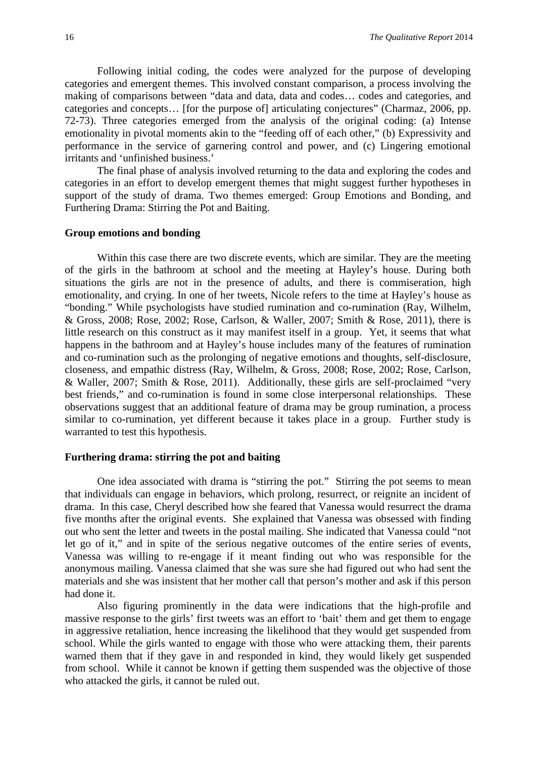Following initial coding, the codes were analyzed for the purpose of developing categories and emergent themes. This involved constant comparison, a process involving the making of comparisons between "data and data, data and codes… codes and categories, and categories and concepts… [for the purpose of] articulating conjectures" (Charmaz, 2006, pp. 72-73). Three categories emerged from the analysis of the original coding: (a) Intense emotionality in pivotal moments akin to the "feeding off of each other," (b) Expressivity and performance in the service of garnering control and power, and (c) Lingering emotional irritants and 'unfinished business.'

The final phase of analysis involved returning to the data and exploring the codes and categories in an effort to develop emergent themes that might suggest further hypotheses in support of the study of drama. Two themes emerged: Group Emotions and Bonding, and Furthering Drama: Stirring the Pot and Baiting.

### Group emotions and bonding

Within this case there are two discrete events, which are similar. They are the meeting of the girls in the bathroom at school and the meeting at Hayley's house. During both situations the girls are not in the presence of adults, and there is commiseration, high emotionality, and crying. In one of her tweets, Nicole refers to the time at Hayley's house as "bonding." While psychologists have studied rumination and co-rumination (Ray, Wilhelm, & Gross, 2008; Rose, 2002; Rose, Carlson, & Waller, 2007; Smith & Rose, 2011), there is little research on this construct as it may manifest itself in a group. Yet, it seems that what happens in the bathroom and at Hayley's house includes many of the features of rumination and co-rumination such as the prolonging of negative emotions and thoughts, self-disclosure, closeness, and empathic distress (Ray, Wilhelm, & Gross, 2008; Rose, 2002; Rose, Carlson, & Waller, 2007; Smith & Rose, 2011). Additionally, these girls are self-proclaimed "very best friends," and co-rumination is found in some close interpersonal relationships. These observations suggest that an additional feature of drama may be group rumination, a process similar to co-rumination, yet different because it takes place in a group. Further study is warranted to test this hypothesis.

### Furthering drama: stirring the pot and baiting

One idea associated with drama is "stirring the pot." Stirring the pot seems to mean that individuals can engage in behaviors, which prolong, resurrect, or reignite an incident of drama. In this case, Cheryl described how she feared that Vanessa would resurrect the drama five months after the original events. She explained that Vanessa was obsessed with finding out who sent the letter and tweets in the postal mailing. She indicated that Vanessa could "not let go of it," and in spite of the serious negative outcomes of the entire series of events, Vanessa was willing to re-engage if it meant finding out who was responsible for the anonymous mailing. Vanessa claimed that she was sure she had figured out who had sent the materials and she was insistent that her mother call that person's mother and ask if this person had done it.

Also figuring prominently in the data were indications that the high-profile and massive response to the girls' first tweets was an effort to 'bait' them and get them to engage in aggressive retaliation, hence increasing the likelihood that they would get suspended from school. While the girls wanted to engage with those who were attacking them, their parents warned them that if they gave in and responded in kind, they would likely get suspended from school. While it cannot be known if getting them suspended was the objective of those who attacked the girls, it cannot be ruled out.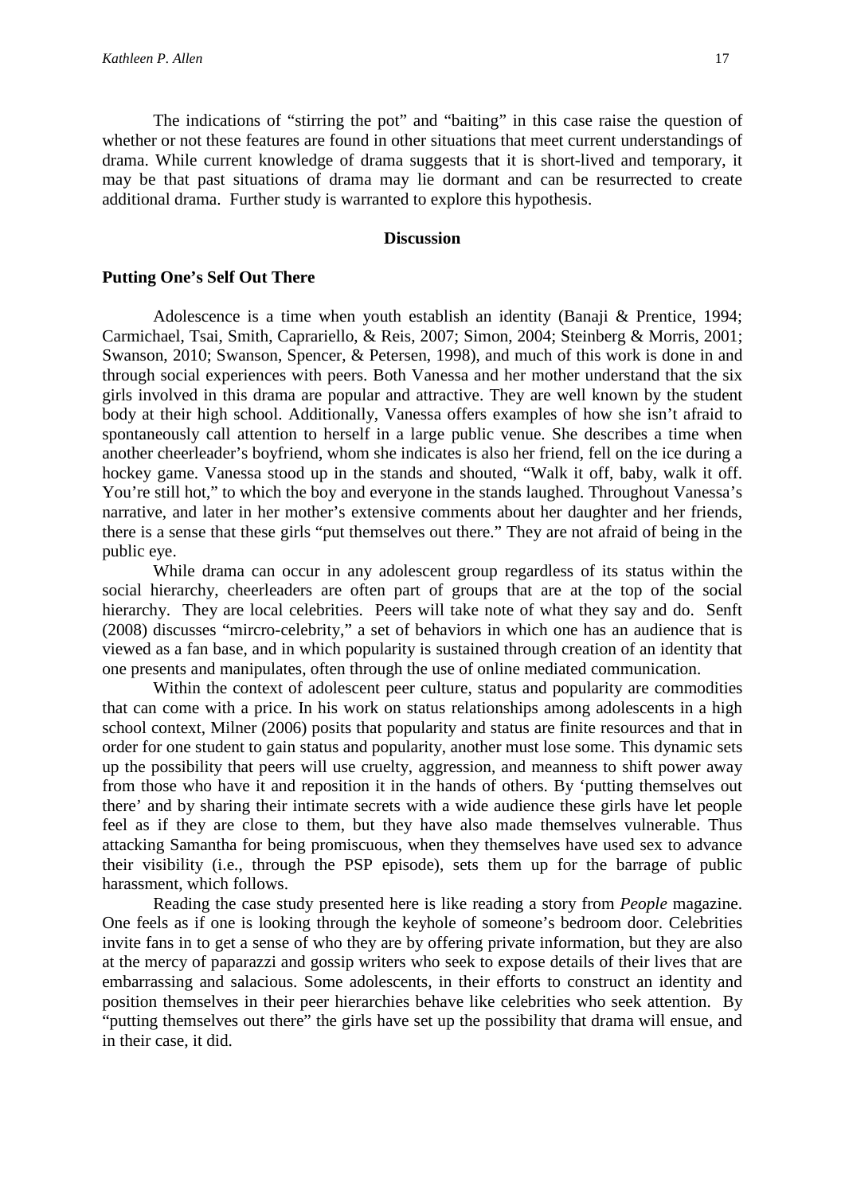The indications of "stirring the pot" and "baiting" in this case raise the question of whether or not these features are found in other situations that meet current understandings of drama. While current knowledge of drama suggests that it is short-lived and temporary, it may be that past situations of drama may lie dormant and can be resurrected to create additional drama. Further study is warranted to explore this hypothesis.

## Discussion

### Putting One's Self Out There

Adolescence is a time when youth establish an identity (Banaji & Prentice, 1994; Carmichael, Tsai, Smith, Caprariello, & Reis, 2007; Simon, 2004; Steinberg & Morris, 2001; Swanson, 2010; Swanson, Spencer, & Petersen, 1998), and much of this work is done in and through social experiences with peers. Both Vanessa and her mother understand that the six girls involved in this drama are popular and attractive. They are well known by the student body at their high school. Additionally, Vanessa offers examples of how she isn't afraid to spontaneously call attention to herself in a large public venue. She describes a time when another cheerleader's boyfriend, whom she indicates is also her friend, fell on the ice during a hockey game. Vanessa stood up in the stands and shouted, "Walk it off, baby, walk it off. You're still hot," to which the boy and everyone in the stands laughed. Throughout Vanessa's narrative, and later in her mother's extensive comments about her daughter and her friends, there is a sense that these girls "put themselves out there." They are not afraid of being in the public eye.

While drama can occur in any adolescent group regardless of its status within the social hierarchy, cheerleaders are often part of groups that are at the top of the social hierarchy. They are local celebrities. Peers will take note of what they say and do. Senft (2008) discusses "mircro-celebrity," a set of behaviors in which one has an audience that is viewed as a fan base, and in which popularity is sustained through creation of an identity that one presents and manipulates, often through the use of online mediated communication.

Within the context of adolescent peer culture, status and popularity are commodities that can come with a price. In his work on status relationships among adolescents in a high school context, Milner (2006) posits that popularity and status are finite resources and that in order for one student to gain status and popularity, another must lose some. This dynamic sets up the possibility that peers will use cruelty, aggression, and meanness to shift power away from those who have it and reposition it in the hands of others. By 'putting themselves out there' and by sharing their intimate secrets with a wide audience these girls have let people feel as if they are close to them, but they have also made themselves vulnerable. Thus attacking Samantha for being promiscuous, when they themselves have used sex to advance their visibility (i.e., through the PSP episode), sets them up for the barrage of public harassment, which follows.

Reading the case study presented here is like reading a story from *People* magazine. One feels as if one is looking through the keyhole of someone's bedroom door. Celebrities invite fans in to get a sense of who they are by offering private information, but they are also at the mercy of paparazzi and gossip writers who seek to expose details of their lives that are embarrassing and salacious. Some adolescents, in their efforts to construct an identity and position themselves in their peer hierarchies behave like celebrities who seek attention. By "putting themselves out there" the girls have set up the possibility that drama will ensue, and in their case, it did.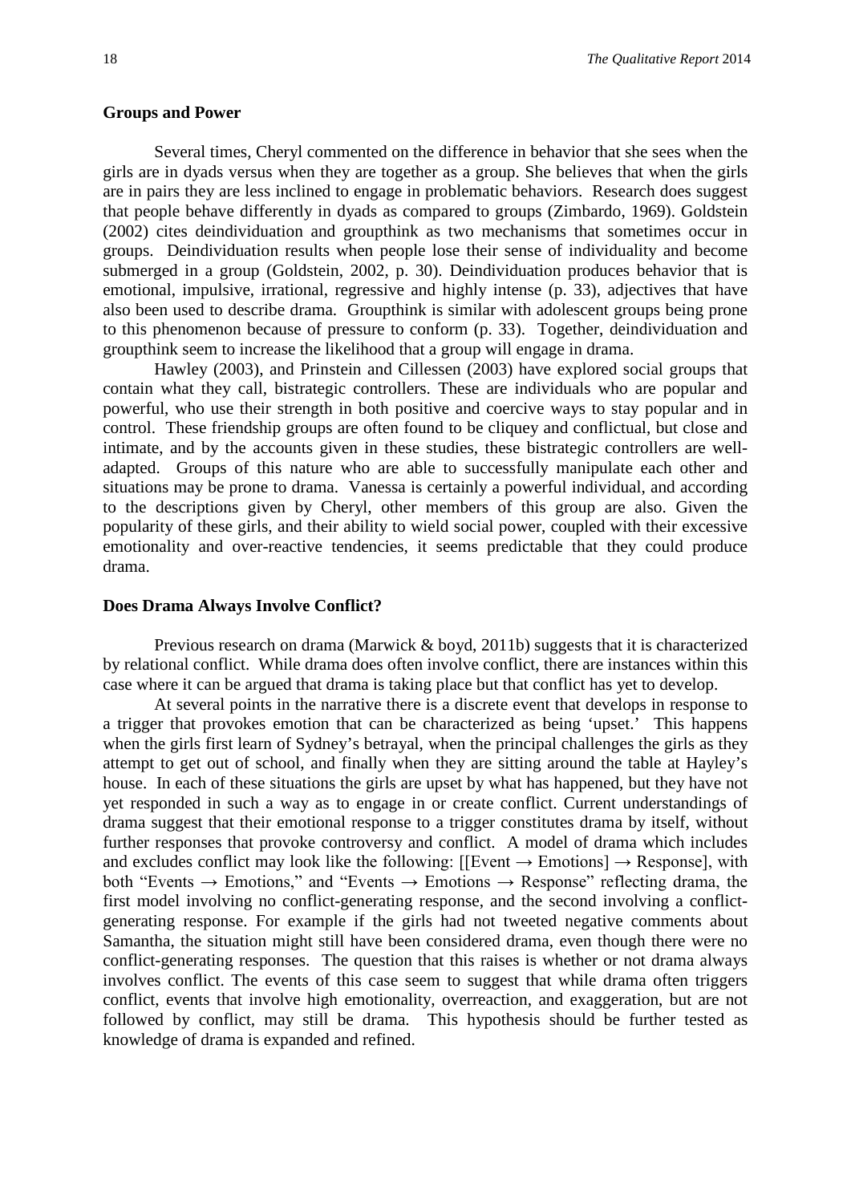**Groups and Power**

Several times, Cheryl commented on the difference in behavior that she sees when the girls are in dyads versus when they are together as a group. She believes that when the girls are in pairs they are less inclined to engage in problematic behaviors. Research does suggest that people behave differently in dyads as compared to groups (Zimbardo, 1969). Goldstein (2002) cites deindividuation and groupthink as two mechanisms that sometimes occur in groups. Deindividuation results when people lose their sense of individuality and become submerged in a group (Goldstein, 2002, p. 30). Deindividuation produces behavior that is emotional, impulsive, irrational, regressive and highly intense (p. 33), adjectives that have also been used to describe drama. Groupthink is similar with adolescent groups being prone to this phenomenon because of pressure to conform (p. 33). Together, deindividuation and groupthink seem to increase the likelihood that a group will engage in drama.

Hawley (2003), and Prinstein and Cillessen (2003) have explored social groups that contain what they call, bistrategic controllers. These are individuals who are popular and powerful, who use their strength in both positive and coercive ways to stay popular and in control. These friendship groups are often found to be cliquey and conflictual, but close and intimate, and by the accounts given in these studies, these bistrategic controllers are well-adapted. Groups of this nature who are able to successfully manipulate each other and situations may be prone to drama. Vanessa is certainly a powerful individual, and according to the descriptions given by Cheryl, other members of this group are also. Given the popularity of these girls, and their ability to wield social power, coupled with their excessive emotionality and over-reactive tendencies, it seems predictable that they could produce drama.

**Does Drama Always Involve Conflict?**

Previous research on drama (Marwick & boyd, 2011b) suggests that it is characterized by relational conflict. While drama does often involve conflict, there are instances within this case where it can be argued that drama is taking place but that conflict has yet to develop.

At several points in the narrative there is a discrete event that develops in response to a trigger that provokes emotion that can be characterized as being 'upset.' This happens when the girls first learn of Sydney's betrayal, when the principal challenges the girls as they attempt to get out of school, and finally when they are sitting around the table at Hayley's house. In each of these situations the girls are upset by what has happened, but they have not yet responded in such a way as to engage in or create conflict. Current understandings of drama suggest that their emotional response to a trigger constitutes drama by itself, without further responses that provoke controversy and conflict. A model of drama which includes and excludes conflict may look like the following: [[Event → Emotions] → Response], with both "Events → Emotions," and "Events → Emotions → Response" reflecting drama, the first model involving no conflict-generating response, and the second involving a conflict-generating response. For example if the girls had not tweeted negative comments about Samantha, the situation might still have been considered drama, even though there were no conflict-generating responses. The question that this raises is whether or not drama always involves conflict. The events of this case seem to suggest that while drama often triggers conflict, events that involve high emotionality, overreaction, and exaggeration, but are not followed by conflict, may still be drama. This hypothesis should be further tested as knowledge of drama is expanded and refined.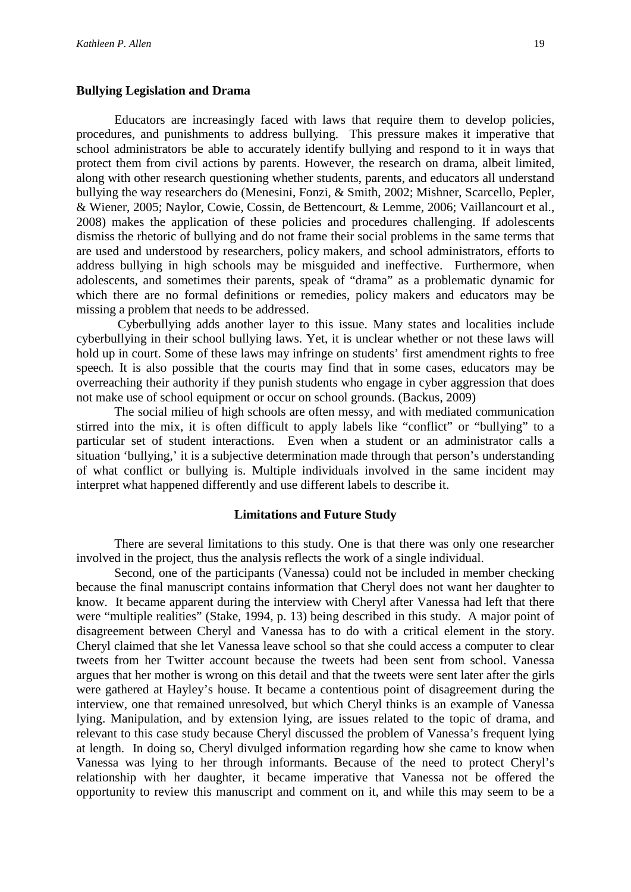### Bullying Legislation and Drama

Educators are increasingly faced with laws that require them to develop policies, procedures, and punishments to address bullying. This pressure makes it imperative that school administrators be able to accurately identify bullying and respond to it in ways that protect them from civil actions by parents. However, the research on drama, albeit limited, along with other research questioning whether students, parents, and educators all understand bullying the way researchers do (Menesini, Fonzi, & Smith, 2002; Mishner, Scarcello, Pepler, & Wiener, 2005; Naylor, Cowie, Cossin, de Bettencourt, & Lemme, 2006; Vaillancourt et al., 2008) makes the application of these policies and procedures challenging. If adolescents dismiss the rhetoric of bullying and do not frame their social problems in the same terms that are used and understood by researchers, policy makers, and school administrators, efforts to address bullying in high schools may be misguided and ineffective. Furthermore, when adolescents, and sometimes their parents, speak of "drama" as a problematic dynamic for which there are no formal definitions or remedies, policy makers and educators may be missing a problem that needs to be addressed.

Cyberbullying adds another layer to this issue. Many states and localities include cyberbullying in their school bullying laws. Yet, it is unclear whether or not these laws will hold up in court. Some of these laws may infringe on students' first amendment rights to free speech. It is also possible that the courts may find that in some cases, educators may be overreaching their authority if they punish students who engage in cyber aggression that does not make use of school equipment or occur on school grounds. (Backus, 2009)

The social milieu of high schools are often messy, and with mediated communication stirred into the mix, it is often difficult to apply labels like "conflict" or "bullying" to a particular set of student interactions. Even when a student or an administrator calls a situation 'bullying,' it is a subjective determination made through that person's understanding of what conflict or bullying is. Multiple individuals involved in the same incident may interpret what happened differently and use different labels to describe it.

## Limitations and Future Study

There are several limitations to this study. One is that there was only one researcher involved in the project, thus the analysis reflects the work of a single individual.

Second, one of the participants (Vanessa) could not be included in member checking because the final manuscript contains information that Cheryl does not want her daughter to know. It became apparent during the interview with Cheryl after Vanessa had left that there were "multiple realities" (Stake, 1994, p. 13) being described in this study. A major point of disagreement between Cheryl and Vanessa has to do with a critical element in the story. Cheryl claimed that she let Vanessa leave school so that she could access a computer to clear tweets from her Twitter account because the tweets had been sent from school. Vanessa argues that her mother is wrong on this detail and that the tweets were sent later after the girls were gathered at Hayley's house. It became a contentious point of disagreement during the interview, one that remained unresolved, but which Cheryl thinks is an example of Vanessa lying. Manipulation, and by extension lying, are issues related to the topic of drama, and relevant to this case study because Cheryl discussed the problem of Vanessa's frequent lying at length. In doing so, Cheryl divulged information regarding how she came to know when Vanessa was lying to her through informants. Because of the need to protect Cheryl's relationship with her daughter, it became imperative that Vanessa not be offered the opportunity to review this manuscript and comment on it, and while this may seem to be a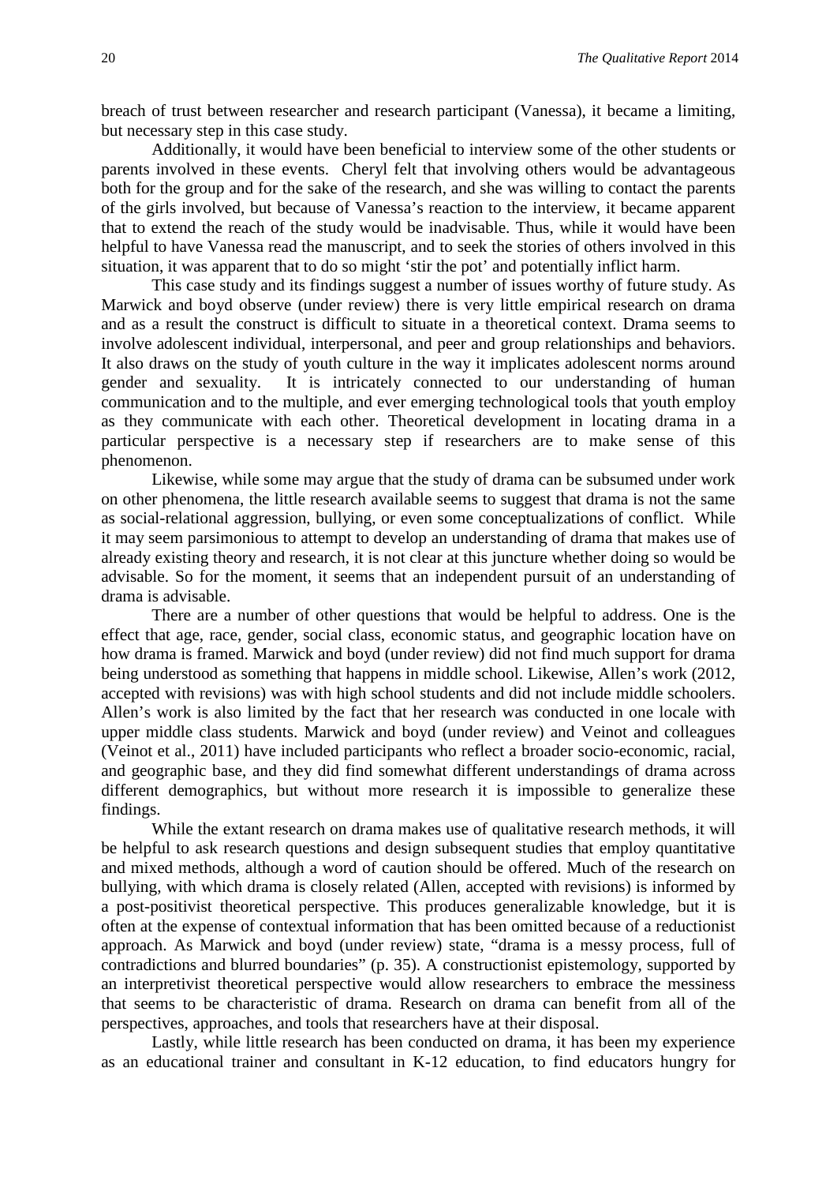breach of trust between researcher and research participant (Vanessa), it became a limiting, but necessary step in this case study.

Additionally, it would have been beneficial to interview some of the other students or parents involved in these events. Cheryl felt that involving others would be advantageous both for the group and for the sake of the research, and she was willing to contact the parents of the girls involved, but because of Vanessa's reaction to the interview, it became apparent that to extend the reach of the study would be inadvisable. Thus, while it would have been helpful to have Vanessa read the manuscript, and to seek the stories of others involved in this situation, it was apparent that to do so might 'stir the pot' and potentially inflict harm.

This case study and its findings suggest a number of issues worthy of future study. As Marwick and boyd observe (under review) there is very little empirical research on drama and as a result the construct is difficult to situate in a theoretical context. Drama seems to involve adolescent individual, interpersonal, and peer and group relationships and behaviors. It also draws on the study of youth culture in the way it implicates adolescent norms around gender and sexuality. It is intricately connected to our understanding of human communication and to the multiple, and ever emerging technological tools that youth employ as they communicate with each other. Theoretical development in locating drama in a particular perspective is a necessary step if researchers are to make sense of this phenomenon.

Likewise, while some may argue that the study of drama can be subsumed under work on other phenomena, the little research available seems to suggest that drama is not the same as social-relational aggression, bullying, or even some conceptualizations of conflict. While it may seem parsimonious to attempt to develop an understanding of drama that makes use of already existing theory and research, it is not clear at this juncture whether doing so would be advisable. So for the moment, it seems that an independent pursuit of an understanding of drama is advisable.

There are a number of other questions that would be helpful to address. One is the effect that age, race, gender, social class, economic status, and geographic location have on how drama is framed. Marwick and boyd (under review) did not find much support for drama being understood as something that happens in middle school. Likewise, Allen's work (2012, accepted with revisions) was with high school students and did not include middle schoolers. Allen's work is also limited by the fact that her research was conducted in one locale with upper middle class students. Marwick and boyd (under review) and Veinot and colleagues (Veinot et al., 2011) have included participants who reflect a broader socio-economic, racial, and geographic base, and they did find somewhat different understandings of drama across different demographics, but without more research it is impossible to generalize these findings.

While the extant research on drama makes use of qualitative research methods, it will be helpful to ask research questions and design subsequent studies that employ quantitative and mixed methods, although a word of caution should be offered. Much of the research on bullying, with which drama is closely related (Allen, accepted with revisions) is informed by a post-positivist theoretical perspective. This produces generalizable knowledge, but it is often at the expense of contextual information that has been omitted because of a reductionist approach. As Marwick and boyd (under review) state, "drama is a messy process, full of contradictions and blurred boundaries" (p. 35). A constructionist epistemology, supported by an interpretivist theoretical perspective would allow researchers to embrace the messiness that seems to be characteristic of drama. Research on drama can benefit from all of the perspectives, approaches, and tools that researchers have at their disposal.

Lastly, while little research has been conducted on drama, it has been my experience as an educational trainer and consultant in K-12 education, to find educators hungry for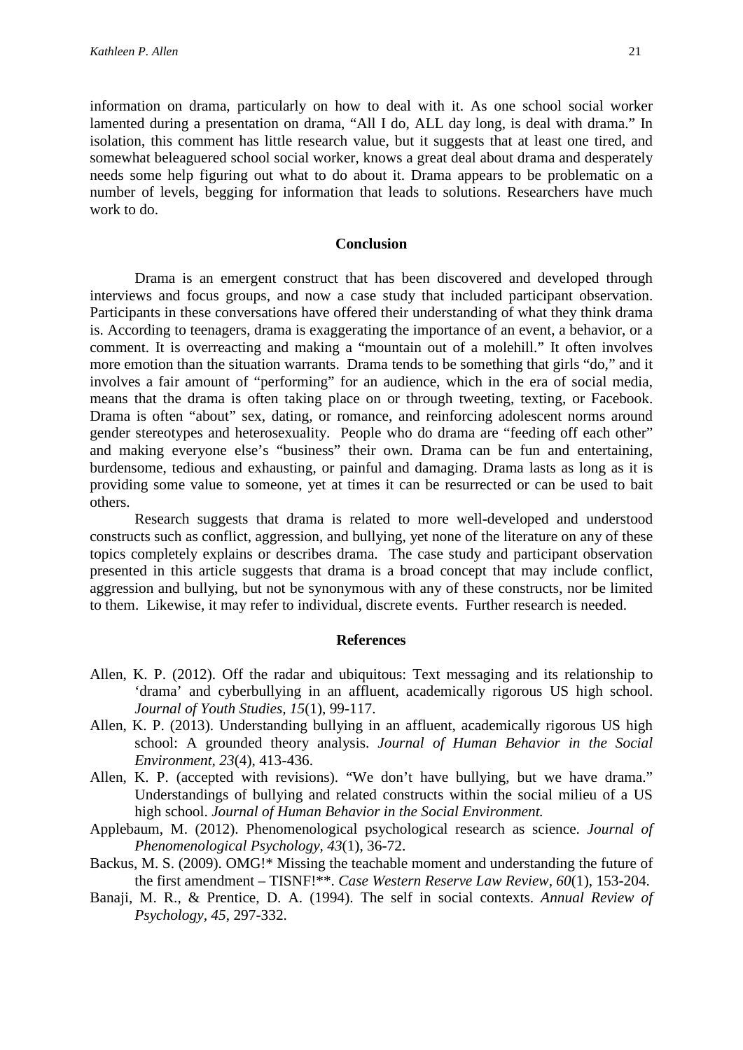information on drama, particularly on how to deal with it. As one school social worker lamented during a presentation on drama, "All I do, ALL day long, is deal with drama." In isolation, this comment has little research value, but it suggests that at least one tired, and somewhat beleaguered school social worker, knows a great deal about drama and desperately needs some help figuring out what to do about it. Drama appears to be problematic on a number of levels, begging for information that leads to solutions. Researchers have much work to do.

## Conclusion

Drama is an emergent construct that has been discovered and developed through interviews and focus groups, and now a case study that included participant observation. Participants in these conversations have offered their understanding of what they think drama is. According to teenagers, drama is exaggerating the importance of an event, a behavior, or a comment. It is overreacting and making a "mountain out of a molehill." It often involves more emotion than the situation warrants. Drama tends to be something that girls "do," and it involves a fair amount of "performing" for an audience, which in the era of social media, means that the drama is often taking place on or through tweeting, texting, or Facebook. Drama is often "about" sex, dating, or romance, and reinforcing adolescent norms around gender stereotypes and heterosexuality. People who do drama are "feeding off each other" and making everyone else's "business" their own. Drama can be fun and entertaining, burdensome, tedious and exhausting, or painful and damaging. Drama lasts as long as it is providing some value to someone, yet at times it can be resurrected or can be used to bait others.

Research suggests that drama is related to more well-developed and understood constructs such as conflict, aggression, and bullying, yet none of the literature on any of these topics completely explains or describes drama. The case study and participant observation presented in this article suggests that drama is a broad concept that may include conflict, aggression and bullying, but not be synonymous with any of these constructs, nor be limited to them. Likewise, it may refer to individual, discrete events. Further research is needed.

## References

Allen, K. P. (2012). Off the radar and ubiquitous: Text messaging and its relationship to 'drama' and cyberbullying in an affluent, academically rigorous US high school. *Journal of Youth Studies, 15*(1), 99-117.

Allen, K. P. (2013). Understanding bullying in an affluent, academically rigorous US high school: A grounded theory analysis. *Journal of Human Behavior in the Social Environment, 23*(4), 413-436.

Allen, K. P. (accepted with revisions). "We don't have bullying, but we have drama." Understandings of bullying and related constructs within the social milieu of a US high school. *Journal of Human Behavior in the Social Environment.*

Applebaum, M. (2012). Phenomenological psychological research as science. *Journal of Phenomenological Psychology, 43*(1), 36-72.

Backus, M. S. (2009). OMG!* Missing the teachable moment and understanding the future of the first amendment – TISNF!**. *Case Western Reserve Law Review, 60*(1), 153-204.

Banaji, M. R., & Prentice, D. A. (1994). The self in social contexts. *Annual Review of Psychology, 45*, 297-332.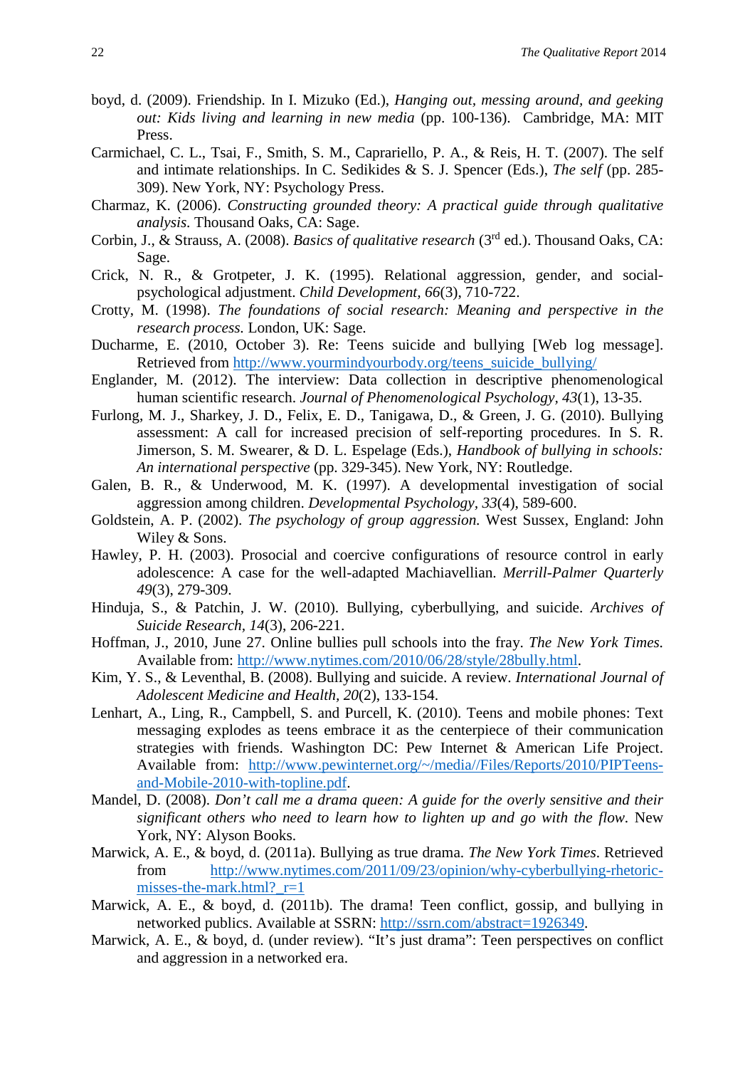boyd, d. (2009). Friendship. In I. Mizuko (Ed.), *Hanging out, messing around, and geeking out: Kids living and learning in new media* (pp. 100-136). Cambridge, MA: MIT Press.

Carmichael, C. L., Tsai, F., Smith, S. M., Caprariello, P. A., & Reis, H. T. (2007). The self and intimate relationships. In C. Sedikides & S. J. Spencer (Eds.), *The self* (pp. 285-309). New York, NY: Psychology Press.

Charmaz, K. (2006). *Constructing grounded theory: A practical guide through qualitative analysis*. Thousand Oaks, CA: Sage.

Corbin, J., & Strauss, A. (2008). *Basics of qualitative research* (3rd ed.). Thousand Oaks, CA: Sage.

Crick, N. R., & Grotpeter, J. K. (1995). Relational aggression, gender, and social-psychological adjustment. *Child Development, 66*(3), 710-722.

Crotty, M. (1998). *The foundations of social research: Meaning and perspective in the research process*. London, UK: Sage.

Ducharme, E. (2010, October 3). Re: Teens suicide and bullying [Web log message]. Retrieved from http://www.yourmindyourbody.org/teens_suicide_bullying/

Englander, M. (2012). The interview: Data collection in descriptive phenomenological human scientific research. *Journal of Phenomenological Psychology*, *43*(1), 13-35.

Furlong, M. J., Sharkey, J. D., Felix, E. D., Tanigawa, D., & Green, J. G. (2010). Bullying assessment: A call for increased precision of self-reporting procedures. In S. R. Jimerson, S. M. Swearer, & D. L. Espelage (Eds.), *Handbook of bullying in schools: An international perspective* (pp. 329-345). New York, NY: Routledge.

Galen, B. R., & Underwood, M. K. (1997). A developmental investigation of social aggression among children. *Developmental Psychology*, *33*(4), 589-600.

Goldstein, A. P. (2002). *The psychology of group aggression*. West Sussex, England: John Wiley & Sons.

Hawley, P. H. (2003). Prosocial and coercive configurations of resource control in early adolescence: A case for the well-adapted Machiavellian. *Merrill-Palmer Quarterly 49*(3), 279-309.

Hinduja, S., & Patchin, J. W. (2010). Bullying, cyberbullying, and suicide. *Archives of Suicide Research, 14*(3), 206-221.

Hoffman, J., 2010, June 27. Online bullies pull schools into the fray. *The New York Times.* Available from: http://www.nytimes.com/2010/06/28/style/28bully.html.

Kim, Y. S., & Leventhal, B. (2008). Bullying and suicide. A review. *International Journal of Adolescent Medicine and Health*, *20*(2), 133-154.

Lenhart, A., Ling, R., Campbell, S. and Purcell, K. (2010). Teens and mobile phones: Text messaging explodes as teens embrace it as the centerpiece of their communication strategies with friends. Washington DC: Pew Internet & American Life Project. Available from: http://www.pewinternet.org/~/media//Files/Reports/2010/PIPTeens-and-Mobile-2010-with-topline.pdf.

Mandel, D. (2008). *Don't call me a drama queen: A guide for the overly sensitive and their significant others who need to learn how to lighten up and go with the flow*. New York, NY: Alyson Books.

Marwick, A. E., & boyd, d. (2011a). Bullying as true drama. *The New York Times*. Retrieved from http://www.nytimes.com/2011/09/23/opinion/why-cyberbullying-rhetoric-misses-the-mark.html?_r=1

Marwick, A. E., & boyd, d. (2011b). The drama! Teen conflict, gossip, and bullying in networked publics. Available at SSRN: http://ssrn.com/abstract=1926349.

Marwick, A. E., & boyd, d. (under review). "It's just drama": Teen perspectives on conflict and aggression in a networked era.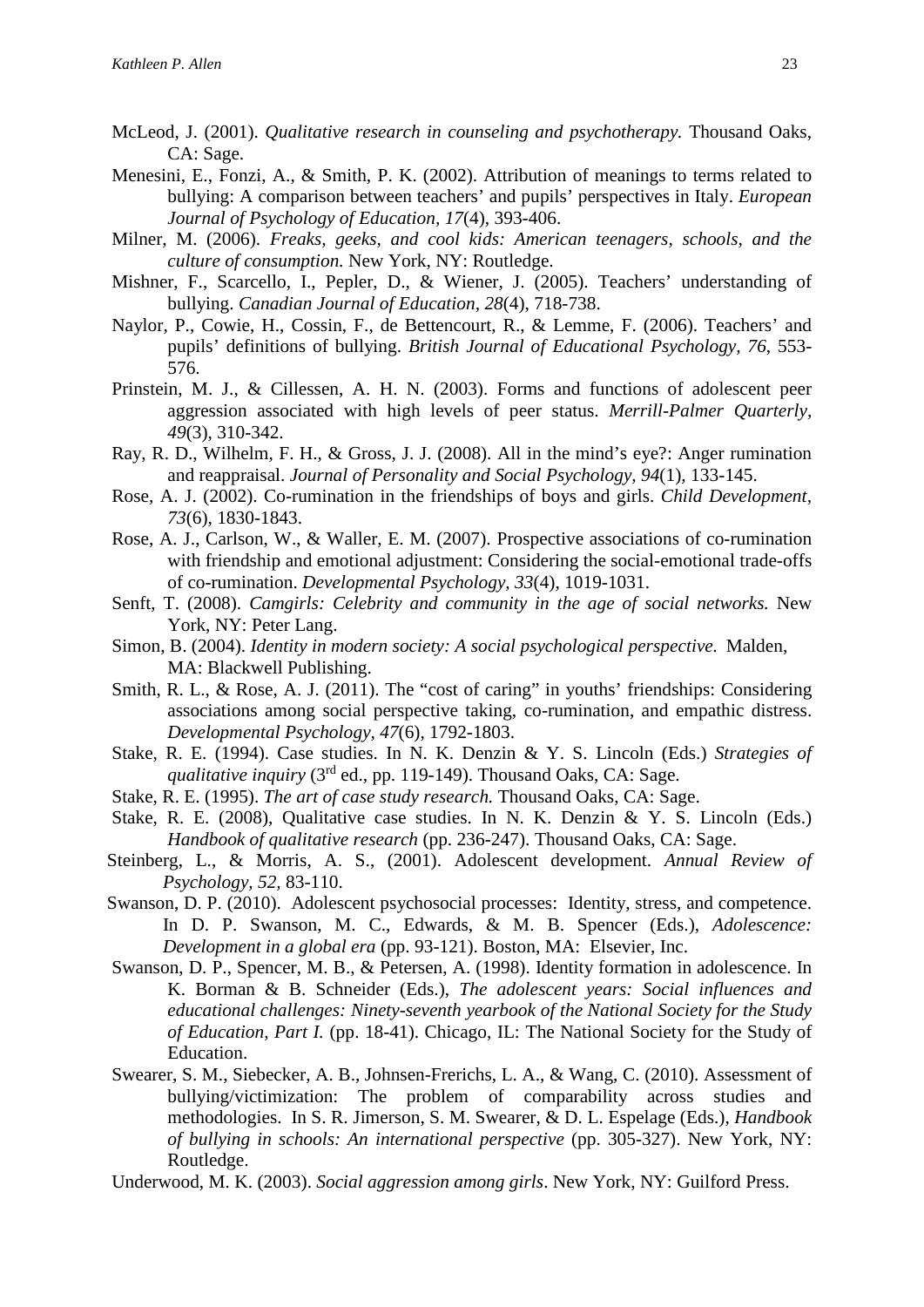McLeod, J. (2001). *Qualitative research in counseling and psychotherapy.* Thousand Oaks, CA: Sage.

Menesini, E., Fonzi, A., & Smith, P. K. (2002). Attribution of meanings to terms related to bullying: A comparison between teachers' and pupils' perspectives in Italy. *European Journal of Psychology of Education, 17*(4), 393-406.

Milner, M. (2006). *Freaks, geeks, and cool kids: American teenagers, schools, and the culture of consumption.* New York, NY: Routledge.

Mishner, F., Scarcello, I., Pepler, D., & Wiener, J. (2005). Teachers' understanding of bullying. *Canadian Journal of Education, 28*(4), 718-738.

Naylor, P., Cowie, H., Cossin, F., de Bettencourt, R., & Lemme, F. (2006). Teachers' and pupils' definitions of bullying. *British Journal of Educational Psychology, 76*, 553-576.

Prinstein, M. J., & Cillessen, A. H. N. (2003). Forms and functions of adolescent peer aggression associated with high levels of peer status. *Merrill-Palmer Quarterly, 49*(3), 310-342.

Ray, R. D., Wilhelm, F. H., & Gross, J. J. (2008). All in the mind's eye?: Anger rumination and reappraisal. *Journal of Personality and Social Psychology, 94*(1), 133-145.

Rose, A. J. (2002). Co-rumination in the friendships of boys and girls. *Child Development, 73*(6), 1830-1843.

Rose, A. J., Carlson, W., & Waller, E. M. (2007). Prospective associations of co-rumination with friendship and emotional adjustment: Considering the social-emotional trade-offs of co-rumination. *Developmental Psychology, 33*(4), 1019-1031.

Senft, T. (2008). *Camgirls: Celebrity and community in the age of social networks.* New York, NY: Peter Lang.

Simon, B. (2004). *Identity in modern society: A social psychological perspective.* Malden, MA: Blackwell Publishing.

Smith, R. L., & Rose, A. J. (2011). The "cost of caring" in youths' friendships: Considering associations among social perspective taking, co-rumination, and empathic distress. *Developmental Psychology, 47*(6), 1792-1803.

Stake, R. E. (1994). Case studies. In N. K. Denzin & Y. S. Lincoln (Eds.) *Strategies of qualitative inquiry* (3rd ed., pp. 119-149). Thousand Oaks, CA: Sage.

Stake, R. E. (1995). *The art of case study research.* Thousand Oaks, CA: Sage.

Stake, R. E. (2008), Qualitative case studies. In N. K. Denzin & Y. S. Lincoln (Eds.) *Handbook of qualitative research* (pp. 236-247). Thousand Oaks, CA: Sage.

Steinberg, L., & Morris, A. S., (2001). Adolescent development. *Annual Review of Psychology, 52*, 83-110.

Swanson, D. P. (2010). Adolescent psychosocial processes: Identity, stress, and competence. In D. P. Swanson, M. C., Edwards, & M. B. Spencer (Eds.), *Adolescence: Development in a global era* (pp. 93-121). Boston, MA: Elsevier, Inc.

Swanson, D. P., Spencer, M. B., & Petersen, A. (1998). Identity formation in adolescence. In K. Borman & B. Schneider (Eds.), *The adolescent years: Social influences and educational challenges: Ninety-seventh yearbook of the National Society for the Study of Education, Part I.* (pp. 18-41). Chicago, IL: The National Society for the Study of Education.

Swearer, S. M., Siebecker, A. B., Johnsen-Frerichs, L. A., & Wang, C. (2010). Assessment of bullying/victimization: The problem of comparability across studies and methodologies. In S. R. Jimerson, S. M. Swearer, & D. L. Espelage (Eds.), *Handbook of bullying in schools: An international perspective* (pp. 305-327). New York, NY: Routledge.

Underwood, M. K. (2003). *Social aggression among girls*. New York, NY: Guilford Press.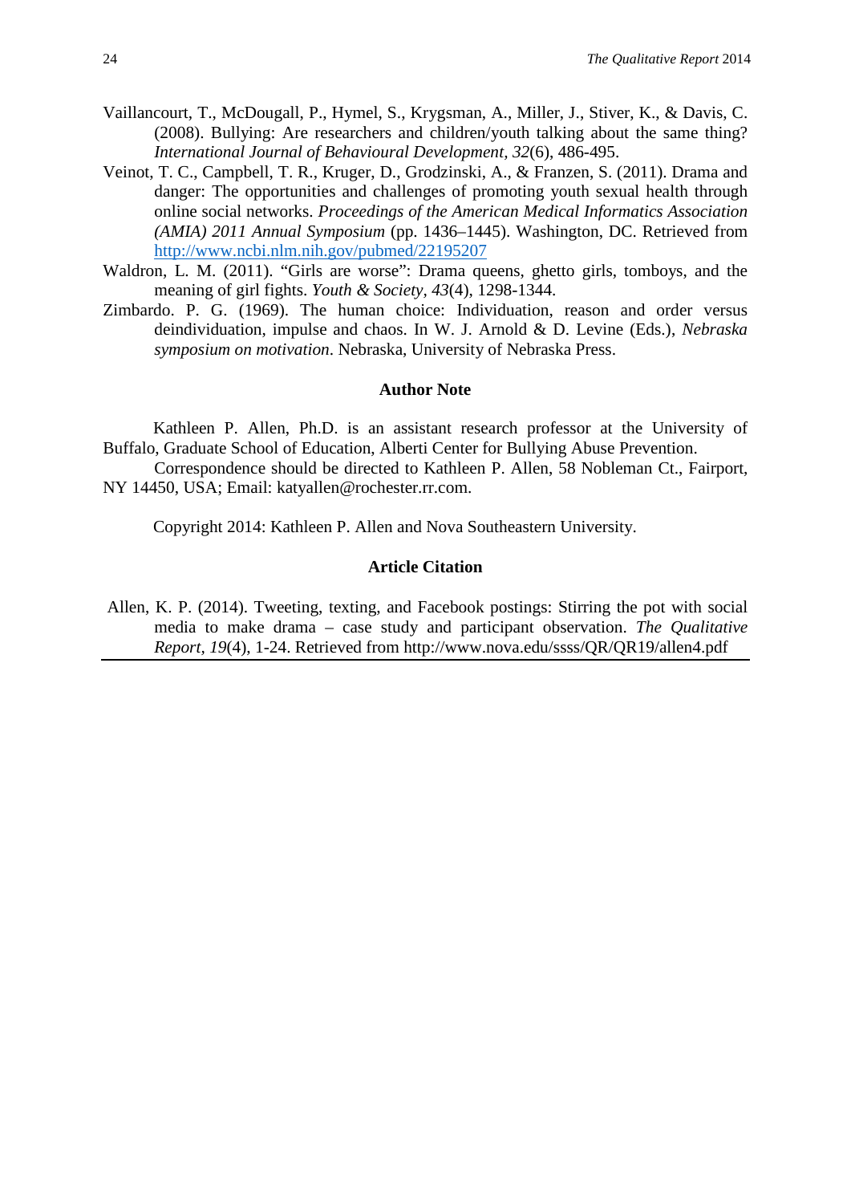Vaillancourt, T., McDougall, P., Hymel, S., Krygsman, A., Miller, J., Stiver, K., & Davis, C. (2008). Bullying: Are researchers and children/youth talking about the same thing? *International Journal of Behavioural Development*, *32*(6), 486-495.

Veinot, T. C., Campbell, T. R., Kruger, D., Grodzinski, A., & Franzen, S. (2011). Drama and danger: The opportunities and challenges of promoting youth sexual health through online social networks. *Proceedings of the American Medical Informatics Association (AMIA) 2011 Annual Symposium* (pp. 1436–1445). Washington, DC. Retrieved from http://www.ncbi.nlm.nih.gov/pubmed/22195207

Waldron, L. M. (2011). "Girls are worse": Drama queens, ghetto girls, tomboys, and the meaning of girl fights. *Youth & Society*, *43*(4), 1298-1344.

Zimbardo. P. G. (1969). The human choice: Individuation, reason and order versus deindividuation, impulse and chaos. In W. J. Arnold & D. Levine (Eds.), *Nebraska symposium on motivation*. Nebraska, University of Nebraska Press.

## Author Note

Kathleen P. Allen, Ph.D. is an assistant research professor at the University of Buffalo, Graduate School of Education, Alberti Center for Bullying Abuse Prevention.

Correspondence should be directed to Kathleen P. Allen, 58 Nobleman Ct., Fairport, NY 14450, USA; Email: katyallen@rochester.rr.com.

Copyright 2014: Kathleen P. Allen and Nova Southeastern University.

## Article Citation

Allen, K. P. (2014). Tweeting, texting, and Facebook postings: Stirring the pot with social media to make drama – case study and participant observation. *The Qualitative Report*, *19*(4), 1-24. Retrieved from http://www.nova.edu/ssss/QR/QR19/allen4.pdf